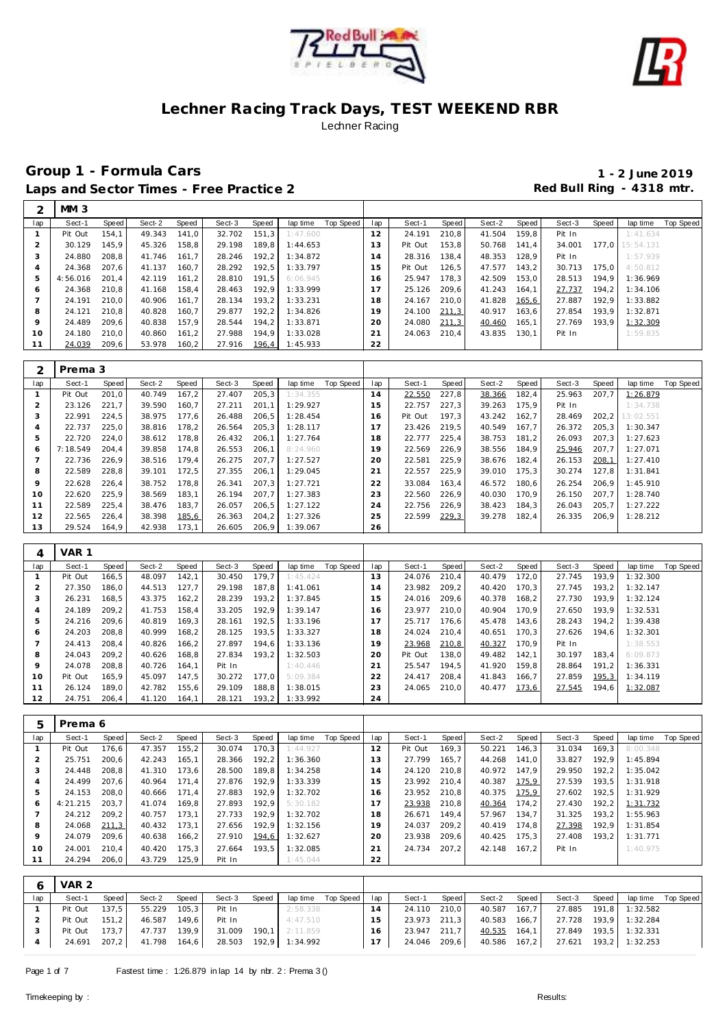# Lechner Racing Track Days, TEST WEEKEND RBR

Lechner Racing

## Group 1 - Formula Cars

**1 - 2 June 2019**

### Laps and Sector Times - Free Practice 2

**Red Bull Ring - 4318 mtr.**

| 2 | MM 3 | | | | | | | | | | | | | | | | | | |
|---|---|---|---|---|---|---|---|---|---|---|---|---|---|---|---|---|---|---|---|
| lap | Sect-1 | Speed | Sect-2 | Speed | Sect-3 | Speed | lap time | Top Speed | lap | Sect-1 | Speed | Sect-2 | Speed | Sect-3 | Speed | lap time | Top Speed |
| 1 | Pit Out | 154,1 | 49.343 | 141,0 | 32.702 | 151,3 | 1:47.600 | | 12 | 24.191 | 210,8 | 41.504 | 159,8 | Pit In | | 1:41.634 | |
| 2 | 30.129 | 145,9 | 45.326 | 158,8 | 29.198 | 189,8 | 1:44.653 | | 13 | Pit Out | 153,8 | 50.768 | 141,4 | 34.001 | 177,0 | 15:54.131 | |
| 3 | 24.880 | 208,8 | 41.746 | 161,7 | 28.246 | 192,2 | 1:34.872 | | 14 | 28.316 | 138,4 | 48.353 | 128,9 | Pit In | | 1:57.939 | |
| 4 | 24.368 | 207,6 | 41.137 | 160,7 | 28.292 | 192,5 | 1:33.797 | | 15 | Pit Out | 126,5 | 47.577 | 143,2 | 30.713 | 175,0 | 4:50.812 | |
| 5 | 4:56.016 | 201,4 | 42.119 | 161,2 | 28.810 | 191,5 | 6:06.945 | | 16 | 25.947 | 178,3 | 42.509 | 153,0 | 28.513 | 194,9 | 1:36.969 | |
| 6 | 24.368 | 210,8 | 41.168 | 158,4 | 28.463 | 192,9 | 1:33.999 | | 17 | 25.126 | 209,6 | 41.243 | 164,1 | 27.737 | 194,2 | 1:34.106 | |
| 7 | 24.191 | 210,0 | 40.906 | 161,7 | 28.134 | 193,2 | 1:33.231 | | 18 | 24.167 | 210,0 | 41.828 | 165,6 | 27.887 | 192,9 | 1:33.882 | |
| 8 | 24.121 | 210,8 | 40.828 | 160,7 | 29.877 | 192,2 | 1:34.826 | | 19 | 24.100 | 211,3 | 40.917 | 163,6 | 27.854 | 193,9 | 1:32.871 | |
| 9 | 24.489 | 209,6 | 40.838 | 157,9 | 28.544 | 194,2 | 1:33.871 | | 20 | 24.080 | 211,3 | 40.460 | 165,1 | 27.769 | 193,9 | 1:32.309 | |
| 10 | 24.180 | 210,0 | 40.860 | 161,2 | 27.988 | 194,9 | 1:33.028 | | 21 | 24.063 | 210,4 | 43.835 | 130,1 | Pit In | | 1:59.835 | |
| 11 | 24.039 | 209,6 | 53.978 | 160,2 | 27.916 | 196,4 | 1:45.933 | | 22 | | | | | | | | |

| 2 | Prema 3 | | | | | | | | | | | | | | | | | | |
|---|---|---|---|---|---|---|---|---|---|---|---|---|---|---|---|---|---|---|---|
| lap | Sect-1 | Speed | Sect-2 | Speed | Sect-3 | Speed | lap time | Top Speed | lap | Sect-1 | Speed | Sect-2 | Speed | Sect-3 | Speed | lap time | Top Speed |
| 1 | Pit Out | 201,0 | 40.749 | 167,2 | 27.407 | 205,3 | 1:34.355 | | 14 | 22.550 | 227,8 | 38.366 | 182,4 | 25.963 | 207,7 | 1:26.879 | |
| 2 | 23.126 | 221,7 | 39.590 | 160,7 | 27.211 | 201,1 | 1:29.927 | | 15 | 22.757 | 227,3 | 39.263 | 175,9 | Pit In | | 1:34.738 | |
| 3 | 22.991 | 224,5 | 38.975 | 177,6 | 26.488 | 206,5 | 1:28.454 | | 16 | Pit Out | 197,3 | 43.242 | 162,7 | 28.469 | 202,2 | 13:02.551 | |
| 4 | 22.737 | 225,0 | 38.816 | 178,2 | 26.564 | 205,3 | 1:28.117 | | 17 | 23.426 | 219,5 | 40.549 | 167,7 | 26.372 | 205,3 | 1:30.347 | |
| 5 | 22.720 | 224,0 | 38.612 | 178,8 | 26.432 | 206,1 | 1:27.764 | | 18 | 22.777 | 225,4 | 38.753 | 181,2 | 26.093 | 207,3 | 1:27.623 | |
| 6 | 7:18.549 | 204,4 | 39.858 | 174,8 | 26.553 | 206,1 | 8:24.960 | | 19 | 22.569 | 226,9 | 38.556 | 184,9 | 25.946 | 207,7 | 1:27.071 | |
| 7 | 22.736 | 226,9 | 38.516 | 179,4 | 26.275 | 207,7 | 1:27.527 | | 20 | 22.581 | 225,9 | 38.676 | 182,4 | 26.153 | 208,1 | 1:27.410 | |
| 8 | 22.589 | 228,8 | 39.101 | 172,5 | 27.355 | 206,1 | 1:29.045 | | 21 | 22.557 | 225,9 | 39.010 | 175,3 | 30.274 | 127,8 | 1:31.841 | |
| 9 | 22.628 | 226,4 | 38.752 | 178,8 | 26.341 | 207,3 | 1:27.721 | | 22 | 33.084 | 163,4 | 46.572 | 180,6 | 26.254 | 206,9 | 1:45.910 | |
| 10 | 22.620 | 225,9 | 38.569 | 183,1 | 26.194 | 207,7 | 1:27.383 | | 23 | 22.560 | 226,9 | 40.030 | 170,9 | 26.150 | 207,7 | 1:28.740 | |
| 11 | 22.589 | 225,4 | 38.476 | 183,7 | 26.057 | 206,5 | 1:27.122 | | 24 | 22.756 | 226,9 | 38.423 | 184,3 | 26.043 | 205,7 | 1:27.222 | |
| 12 | 22.565 | 226,4 | 38.398 | 185,6 | 26.363 | 204,2 | 1:27.326 | | 25 | 22.599 | 229,3 | 39.278 | 182,4 | 26.335 | 206,9 | 1:28.212 | |
| 13 | 29.524 | 164,9 | 42.938 | 173,1 | 26.605 | 206,9 | 1:39.067 | | 26 | | | | | | | | |

| 4 | VAR 1 | | | | | | | | | | | | | | | | | | |
|---|---|---|---|---|---|---|---|---|---|---|---|---|---|---|---|---|---|---|---|
| lap | Sect-1 | Speed | Sect-2 | Speed | Sect-3 | Speed | lap time | Top Speed | lap | Sect-1 | Speed | Sect-2 | Speed | Sect-3 | Speed | lap time | Top Speed |
| 1 | Pit Out | 166,5 | 48.097 | 142,1 | 30.450 | 179,7 | 1:45.424 | | 13 | 24.076 | 210,4 | 40.479 | 172,0 | 27.745 | 193,9 | 1:32.300 | |
| 2 | 27.350 | 186,0 | 44.513 | 127,7 | 29.198 | 187,8 | 1:41.061 | | 14 | 23.982 | 209,2 | 40.420 | 170,3 | 27.745 | 193,2 | 1:32.147 | |
| 3 | 26.231 | 168,5 | 43.375 | 162,2 | 28.239 | 193,2 | 1:37.845 | | 15 | 24.016 | 209,6 | 40.378 | 168,2 | 27.730 | 193,9 | 1:32.124 | |
| 4 | 24.189 | 209,2 | 41.753 | 158,4 | 33.205 | 192,9 | 1:39.147 | | 16 | 23.977 | 210,0 | 40.904 | 170,9 | 27.650 | 193,9 | 1:32.531 | |
| 5 | 24.216 | 209,6 | 40.819 | 169,3 | 28.161 | 192,5 | 1:33.196 | | 17 | 25.717 | 176,6 | 45.478 | 143,6 | 28.243 | 194,2 | 1:39.438 | |
| 6 | 24.203 | 208,8 | 40.999 | 168,2 | 28.125 | 193,5 | 1:33.327 | | 18 | 24.024 | 210,4 | 40.651 | 170,3 | 27.626 | 194,6 | 1:32.301 | |
| 7 | 24.413 | 208,4 | 40.826 | 166,2 | 27.897 | 194,6 | 1:33.136 | | 19 | 23.968 | 210,8 | 40.327 | 170,9 | Pit In | | 1:38.553 | |
| 8 | 24.043 | 209,2 | 40.626 | 168,8 | 27.834 | 193,2 | 1:32.503 | | 20 | Pit Out | 138,0 | 49.482 | 142,1 | 30.197 | 183,4 | 6:09.873 | |
| 9 | 24.078 | 208,8 | 40.726 | 164,1 | Pit In | | 1:40.446 | | 21 | 25.547 | 194,5 | 41.920 | 159,8 | 28.864 | 191,2 | 1:36.331 | |
| 10 | Pit Out | 165,9 | 45.097 | 147,5 | 30.272 | 177,0 | 5:09.384 | | 22 | 24.417 | 208,4 | 41.843 | 166,7 | 27.859 | 195,3 | 1:34.119 | |
| 11 | 26.124 | 189,0 | 42.782 | 155,6 | 29.109 | 188,8 | 1:38.015 | | 23 | 24.065 | 210,0 | 40.477 | 173,6 | 27.545 | 194,6 | 1:32.087 | |
| 12 | 24.751 | 206,4 | 41.120 | 164,1 | 28.121 | 193,2 | 1:33.992 | | 24 | | | | | | | | |

| 5 | Prema 6 | | | | | | | | | | | | | | | | | | |
|---|---|---|---|---|---|---|---|---|---|---|---|---|---|---|---|---|---|---|---|
| lap | Sect-1 | Speed | Sect-2 | Speed | Sect-3 | Speed | lap time | Top Speed | lap | Sect-1 | Speed | Sect-2 | Speed | Sect-3 | Speed | lap time | Top Speed |
| 1 | Pit Out | 176,6 | 47.357 | 155,2 | 30.074 | 170,3 | 1:44.927 | | 12 | Pit Out | 169,3 | 50.221 | 146,3 | 31.034 | 169,3 | 8:00.348 | |
| 2 | 25.751 | 200,6 | 42.243 | 165,1 | 28.366 | 192,2 | 1:36.360 | | 13 | 27.799 | 165,7 | 44.268 | 141,0 | 33.827 | 192,9 | 1:45.894 | |
| 3 | 24.448 | 208,8 | 41.310 | 173,6 | 28.500 | 189,8 | 1:34.258 | | 14 | 24.120 | 210,8 | 40.972 | 147,9 | 29.950 | 192,2 | 1:35.042 | |
| 4 | 24.499 | 207,6 | 40.964 | 171,4 | 27.876 | 192,9 | 1:33.339 | | 15 | 23.992 | 210,4 | 40.387 | 175,9 | 27.539 | 193,5 | 1:31.918 | |
| 5 | 24.153 | 208,0 | 40.666 | 171,4 | 27.883 | 192,9 | 1:32.702 | | 16 | 23.952 | 210,8 | 40.375 | 175,9 | 27.602 | 192,5 | 1:31.929 | |
| 6 | 4:21.215 | 203,7 | 41.074 | 169,8 | 27.893 | 192,9 | 5:30.182 | | 17 | 23.938 | 210,8 | 40.364 | 174,2 | 27.430 | 192,2 | 1:31.732 | |
| 7 | 24.212 | 209,2 | 40.757 | 173,1 | 27.733 | 192,9 | 1:32.702 | | 18 | 26.671 | 149,4 | 57.967 | 134,7 | 31.325 | 193,2 | 1:55.963 | |
| 8 | 24.068 | 211,3 | 40.432 | 173,1 | 27.656 | 192,9 | 1:32.156 | | 19 | 24.037 | 209,2 | 40.419 | 174,8 | 27.398 | 192,9 | 1:31.854 | |
| 9 | 24.079 | 209,6 | 40.638 | 166,2 | 27.910 | 194,6 | 1:32.627 | | 20 | 23.938 | 209,6 | 40.425 | 175,3 | 27.408 | 193,2 | 1:31.771 | |
| 10 | 24.001 | 210,4 | 40.420 | 175,3 | 27.664 | 193,5 | 1:32.085 | | 21 | 24.734 | 207,2 | 42.148 | 167,2 | Pit In | | 1:40.975 | |
| 11 | 24.294 | 206,0 | 43.729 | 125,9 | Pit In | | 1:45.044 | | 22 | | | | | | | | |

| 6 | VAR 2 | | | | | | | | | | | | | | | | | | |
|---|---|---|---|---|---|---|---|---|---|---|---|---|---|---|---|---|---|---|---|
| lap | Sect-1 | Speed | Sect-2 | Speed | Sect-3 | Speed | lap time | Top Speed | lap | Sect-1 | Speed | Sect-2 | Speed | Sect-3 | Speed | lap time | Top Speed |
| 1 | Pit Out | 137,5 | 55.229 | 105,3 | Pit In | | 2:58.338 | | 14 | 24.110 | 210,0 | 40.587 | 167,7 | 27.885 | 191,8 | 1:32.582 | |
| 2 | Pit Out | 151,2 | 46.587 | 149,6 | Pit In | | 4:47.510 | | 15 | 23.973 | 211,3 | 40.583 | 166,7 | 27.728 | 193,9 | 1:32.284 | |
| 3 | Pit Out | 173,7 | 47.737 | 139,9 | 31.009 | 190,1 | 2:11.859 | | 16 | 23.947 | 211,7 | 40.535 | 164,1 | 27.849 | 193,5 | 1:32.331 | |
| 4 | 24.691 | 207,2 | 41.798 | 164,6 | 28.503 | 192,9 | 1:34.992 | | 17 | 24.046 | 209,6 | 40.586 | 167,2 | 27.621 | 193,2 | 1:32.253 | |

Fastest time : 1:26.879 in lap 14 by nbr. 2 : Prema 3 ()

Timekeeping by : Results: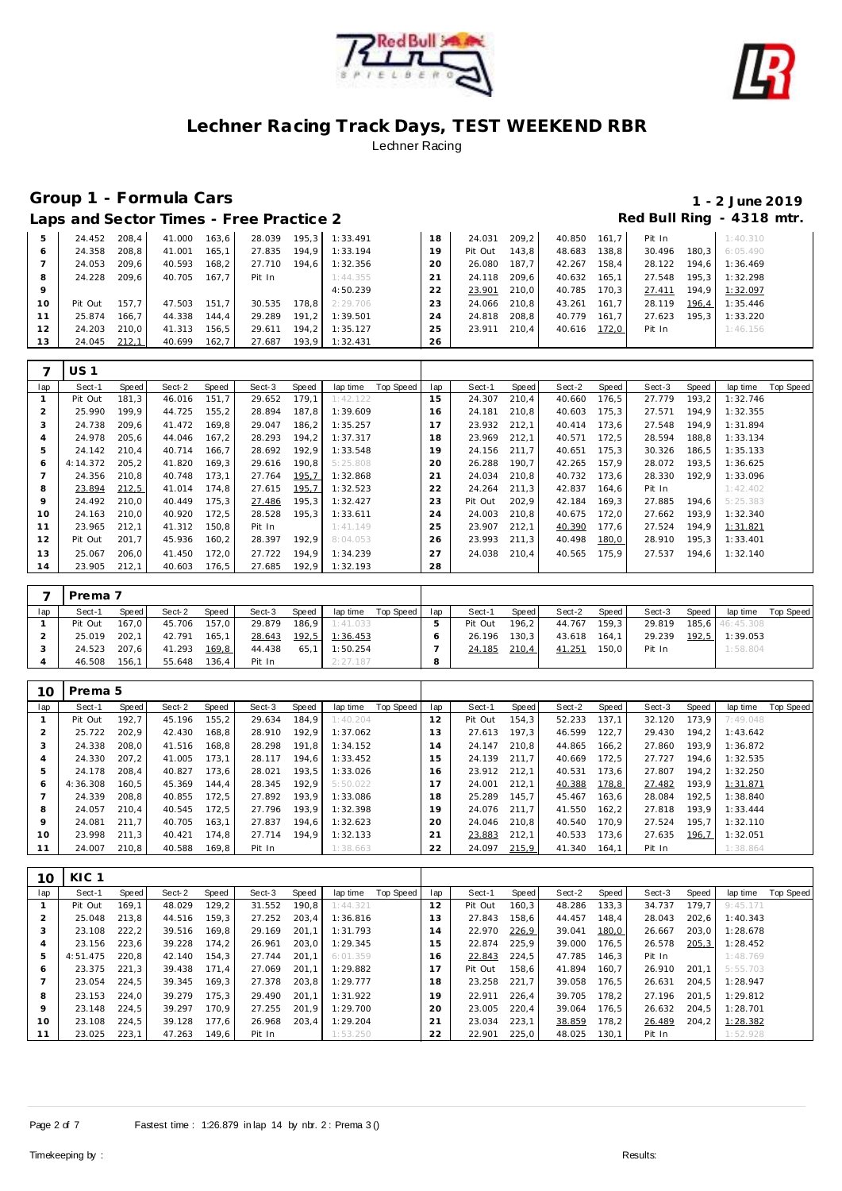# Lechner Racing Track Days, TEST WEEKEND RBR

Lechner Racing

## Group 1 - Formula Cars

**1 - 2 June 2019**

### Laps and Sector Times - Free Practice 2

**Red Bull Ring - 4318 mtr.**

| lap | Sect-1 | Speed | Sect-2 | Speed | Sect-3 | Speed | lap time | Top Speed | lap | Sect-1 | Speed | Sect-2 | Speed | Sect-3 | Speed | lap time | Top Speed |
|---|---|---|---|---|---|---|---|---|---|---|---|---|---|---|---|---|---|
| 5 | 24.452 | 208,4 | 41.000 | 163,6 | 28.039 | 195,3 | 1:33.491 | | 18 | 24.031 | 209,2 | 40.850 | 161,7 | Pit In | | 1:40.310 | |
| 6 | 24.358 | 208,8 | 41.001 | 165,1 | 27.835 | 194,9 | 1:33.194 | | 19 | Pit Out | 143,8 | 48.683 | 138,8 | 30.496 | 180,3 | 6:05.490 | |
| 7 | 24.053 | 209,6 | 40.593 | 168,2 | 27.710 | 194,6 | 1:32.356 | | 20 | 26.080 | 187,7 | 42.267 | 158,4 | 28.122 | 194,6 | 1:36.469 | |
| 8 | 24.228 | 209,6 | 40.705 | 167,7 | Pit In | | 1:44.355 | | 21 | 24.118 | 209,6 | 40.632 | 165,1 | 27.548 | 195,3 | 1:32.298 | |
| 9 | | | | | | | 4:50.239 | | 22 | 23.901 | 210,0 | 40.785 | 170,3 | 27.411 | 194,9 | 1:32.097 | |
| 10 | Pit Out | 157,7 | 47.503 | 151,7 | 30.535 | 178,8 | 2:29.706 | | 23 | 24.066 | 210,8 | 43.261 | 161,7 | 28.119 | 196,4 | 1:35.446 | |
| 11 | 25.874 | 166,7 | 44.338 | 144,4 | 29.289 | 191,2 | 1:39.501 | | 24 | 24.818 | 208,8 | 40.779 | 161,7 | 27.623 | 195,3 | 1:33.220 | |
| 12 | 24.203 | 210,0 | 41.313 | 156,5 | 29.611 | 194,2 | 1:35.127 | | 25 | 23.911 | 210,4 | 40.616 | 172,0 | Pit In | | 1:46.156 | |
| 13 | 24.045 | 212,1 | 40.699 | 162,7 | 27.687 | 193,9 | 1:32.431 | | 26 | | | | | | | | |

**7 — US 1**

| lap | Sect-1 | Speed | Sect-2 | Speed | Sect-3 | Speed | lap time | Top Speed | lap | Sect-1 | Speed | Sect-2 | Speed | Sect-3 | Speed | lap time | Top Speed |
|---|---|---|---|---|---|---|---|---|---|---|---|---|---|---|---|---|---|
| 1 | Pit Out | 181,3 | 46.016 | 151,7 | 29.652 | 179,1 | 1:42.122 | | 15 | 24.307 | 210,4 | 40.660 | 176,5 | 27.779 | 193,2 | 1:32.746 | |
| 2 | 25.990 | 199,9 | 44.725 | 155,2 | 28.894 | 187,8 | 1:39.609 | | 16 | 24.181 | 210,8 | 40.603 | 175,3 | 27.571 | 194,9 | 1:32.355 | |
| 3 | 24.738 | 209,6 | 41.472 | 169,8 | 29.047 | 186,2 | 1:35.257 | | 17 | 23.932 | 212,1 | 40.414 | 173,6 | 27.548 | 194,9 | 1:31.894 | |
| 4 | 24.978 | 205,6 | 44.046 | 167,2 | 28.293 | 194,2 | 1:37.317 | | 18 | 23.969 | 212,1 | 40.571 | 172,5 | 28.594 | 188,8 | 1:33.134 | |
| 5 | 24.142 | 210,4 | 40.714 | 166,7 | 28.692 | 192,9 | 1:33.548 | | 19 | 24.156 | 211,7 | 40.651 | 175,3 | 30.326 | 186,5 | 1:35.133 | |
| 6 | 4:14.372 | 205,2 | 41.820 | 169,3 | 29.616 | 190,8 | 5:25.808 | | 20 | 26.288 | 190,7 | 42.265 | 157,9 | 28.072 | 193,5 | 1:36.625 | |
| 7 | 24.356 | 210,8 | 40.748 | 173,1 | 27.764 | 195,7 | 1:32.868 | | 21 | 24.034 | 210,8 | 40.732 | 173,6 | 28.330 | 192,9 | 1:33.096 | |
| 8 | 23.894 | 212,5 | 41.014 | 174,8 | 27.615 | 195,7 | 1:32.523 | | 22 | 24.264 | 211,3 | 42.837 | 164,6 | Pit In | | 1:42.402 | |
| 9 | 24.492 | 210,0 | 40.449 | 175,3 | 27.486 | 195,3 | 1:32.427 | | 23 | Pit Out | 202,9 | 42.184 | 169,3 | 27.885 | 194,6 | 5:25.383 | |
| 10 | 24.163 | 210,0 | 40.920 | 172,5 | 28.528 | 195,3 | 1:33.611 | | 24 | 24.003 | 210,8 | 40.675 | 172,0 | 27.662 | 193,9 | 1:32.340 | |
| 11 | 23.965 | 212,1 | 41.312 | 150,8 | Pit In | | 1:41.149 | | 25 | 23.907 | 212,1 | 40.390 | 177,6 | 27.524 | 194,9 | 1:31.821 | |
| 12 | Pit Out | 201,7 | 45.936 | 160,2 | 28.397 | 192,9 | 8:04.053 | | 26 | 23.993 | 211,3 | 40.498 | 180,0 | 28.910 | 195,3 | 1:33.401 | |
| 13 | 25.067 | 206,0 | 41.450 | 172,0 | 27.722 | 194,9 | 1:34.239 | | 27 | 24.038 | 210,4 | 40.565 | 175,9 | 27.537 | 194,6 | 1:32.140 | |
| 14 | 23.905 | 212,1 | 40.603 | 176,5 | 27.685 | 192,9 | 1:32.193 | | 28 | | | | | | | | |

**7 — Prema 7**

| lap | Sect-1 | Speed | Sect-2 | Speed | Sect-3 | Speed | lap time | Top Speed | lap | Sect-1 | Speed | Sect-2 | Speed | Sect-3 | Speed | lap time | Top Speed |
|---|---|---|---|---|---|---|---|---|---|---|---|---|---|---|---|---|---|
| 1 | Pit Out | 167,0 | 45.706 | 157,0 | 29.879 | 186,9 | 1:41.033 | | 5 | Pit Out | 196,2 | 44.767 | 159,3 | 29.819 | 185,6 | 46:45.308 | |
| 2 | 25.019 | 202,1 | 42.791 | 165,1 | 28.643 | 192,5 | 1:36.453 | | 6 | 26.196 | 130,3 | 43.618 | 164,1 | 29.239 | 192,5 | 1:39.053 | |
| 3 | 24.523 | 207,6 | 41.293 | 169,8 | 44.438 | 65,1 | 1:50.254 | | 7 | 24.185 | 210,4 | 41.251 | 150,0 | Pit In | | 1:58.804 | |
| 4 | 46.508 | 156,1 | 55.648 | 136,4 | Pit In | | 2:27.187 | | 8 | | | | | | | | |

**10 — Prema 5**

| lap | Sect-1 | Speed | Sect-2 | Speed | Sect-3 | Speed | lap time | Top Speed | lap | Sect-1 | Speed | Sect-2 | Speed | Sect-3 | Speed | lap time | Top Speed |
|---|---|---|---|---|---|---|---|---|---|---|---|---|---|---|---|---|---|
| 1 | Pit Out | 192,7 | 45.196 | 155,2 | 29.634 | 184,9 | 1:40.204 | | 12 | Pit Out | 154,3 | 52.233 | 137,1 | 32.120 | 173,9 | 7:49.048 | |
| 2 | 25.722 | 202,9 | 42.430 | 168,8 | 28.910 | 192,9 | 1:37.062 | | 13 | 27.613 | 197,3 | 46.599 | 122,7 | 29.430 | 194,2 | 1:43.642 | |
| 3 | 24.338 | 208,0 | 41.516 | 168,8 | 28.298 | 191,8 | 1:34.152 | | 14 | 24.147 | 210,8 | 44.865 | 166,2 | 27.860 | 193,9 | 1:36.872 | |
| 4 | 24.330 | 207,2 | 41.005 | 173,1 | 28.117 | 194,6 | 1:33.452 | | 15 | 24.139 | 211,7 | 40.669 | 172,5 | 27.727 | 194,6 | 1:32.535 | |
| 5 | 24.178 | 208,4 | 40.827 | 173,6 | 28.021 | 193,5 | 1:33.026 | | 16 | 23.912 | 212,1 | 40.531 | 173,6 | 27.807 | 194,2 | 1:32.250 | |
| 6 | 4:36.308 | 160,5 | 45.369 | 144,4 | 28.345 | 192,9 | 5:50.022 | | 17 | 24.001 | 212,1 | 40.388 | 178,8 | 27.482 | 193,9 | 1:31.871 | |
| 7 | 24.339 | 208,8 | 40.855 | 172,5 | 27.892 | 193,9 | 1:33.086 | | 18 | 25.289 | 145,7 | 45.467 | 163,6 | 28.084 | 192,5 | 1:38.840 | |
| 8 | 24.057 | 210,4 | 40.545 | 172,5 | 27.796 | 193,9 | 1:32.398 | | 19 | 24.076 | 211,7 | 41.550 | 162,2 | 27.818 | 193,9 | 1:33.444 | |
| 9 | 24.081 | 211,7 | 40.705 | 163,1 | 27.837 | 194,6 | 1:32.623 | | 20 | 24.046 | 210,8 | 40.540 | 170,9 | 27.524 | 195,7 | 1:32.110 | |
| 10 | 23.998 | 211,3 | 40.421 | 174,8 | 27.714 | 194,9 | 1:32.133 | | 21 | 23.883 | 212,1 | 40.533 | 173,6 | 27.635 | 196,7 | 1:32.051 | |
| 11 | 24.007 | 210,8 | 40.588 | 169,8 | Pit In | | 1:38.663 | | 22 | 24.097 | 215,9 | 41.340 | 164,1 | Pit In | | 1:38.864 | |

**10 — KIC 1**

| lap | Sect-1 | Speed | Sect-2 | Speed | Sect-3 | Speed | lap time | Top Speed | lap | Sect-1 | Speed | Sect-2 | Speed | Sect-3 | Speed | lap time | Top Speed |
|---|---|---|---|---|---|---|---|---|---|---|---|---|---|---|---|---|---|
| 1 | Pit Out | 169,1 | 48.029 | 129,2 | 31.552 | 190,8 | 1:44.321 | | 12 | Pit Out | 160,3 | 48.286 | 133,3 | 34.737 | 179,7 | 9:45.171 | |
| 2 | 25.048 | 213,8 | 44.516 | 159,3 | 27.252 | 203,4 | 1:36.816 | | 13 | 27.843 | 158,6 | 44.457 | 148,4 | 28.043 | 202,6 | 1:40.343 | |
| 3 | 23.108 | 222,2 | 39.516 | 169,8 | 29.169 | 201,1 | 1:31.793 | | 14 | 22.970 | 226,9 | 39.041 | 180,0 | 26.667 | 203,0 | 1:28.678 | |
| 4 | 23.156 | 223,6 | 39.228 | 174,2 | 26.961 | 203,0 | 1:29.345 | | 15 | 22.874 | 225,9 | 39.000 | 176,5 | 26.578 | 205,3 | 1:28.452 | |
| 5 | 4:51.475 | 220,8 | 42.140 | 154,3 | 27.744 | 201,1 | 6:01.359 | | 16 | 22.843 | 224,5 | 47.785 | 146,3 | Pit In | | 1:48.769 | |
| 6 | 23.375 | 221,3 | 39.438 | 171,4 | 27.069 | 201,1 | 1:29.882 | | 17 | Pit Out | 158,6 | 41.894 | 160,7 | 26.910 | 201,1 | 5:55.703 | |
| 7 | 23.054 | 224,5 | 39.345 | 169,3 | 27.378 | 203,8 | 1:29.777 | | 18 | 23.258 | 221,7 | 39.058 | 176,5 | 26.631 | 204,5 | 1:28.947 | |
| 8 | 23.153 | 224,0 | 39.279 | 175,3 | 29.490 | 201,1 | 1:31.922 | | 19 | 22.911 | 226,4 | 39.705 | 178,2 | 27.196 | 201,5 | 1:29.812 | |
| 9 | 23.148 | 224,5 | 39.297 | 170,9 | 27.255 | 201,9 | 1:29.700 | | 20 | 23.005 | 220,4 | 39.064 | 176,5 | 26.632 | 204,5 | 1:28.701 | |
| 10 | 23.108 | 224,5 | 39.128 | 177,6 | 26.968 | 203,4 | 1:29.204 | | 21 | 23.034 | 223,1 | 38.859 | 178,2 | 26.489 | 204,2 | 1:28.382 | |
| 11 | 23.025 | 223,1 | 47.263 | 149,6 | Pit In | | 1:53.250 | | 22 | 22.901 | 225,0 | 48.025 | 130,1 | Pit In | | 1:52.928 | |

Fastest time : 1:26.879 in lap 14 by nbr. 2 : Prema 3 ()

Timekeeping by : Results: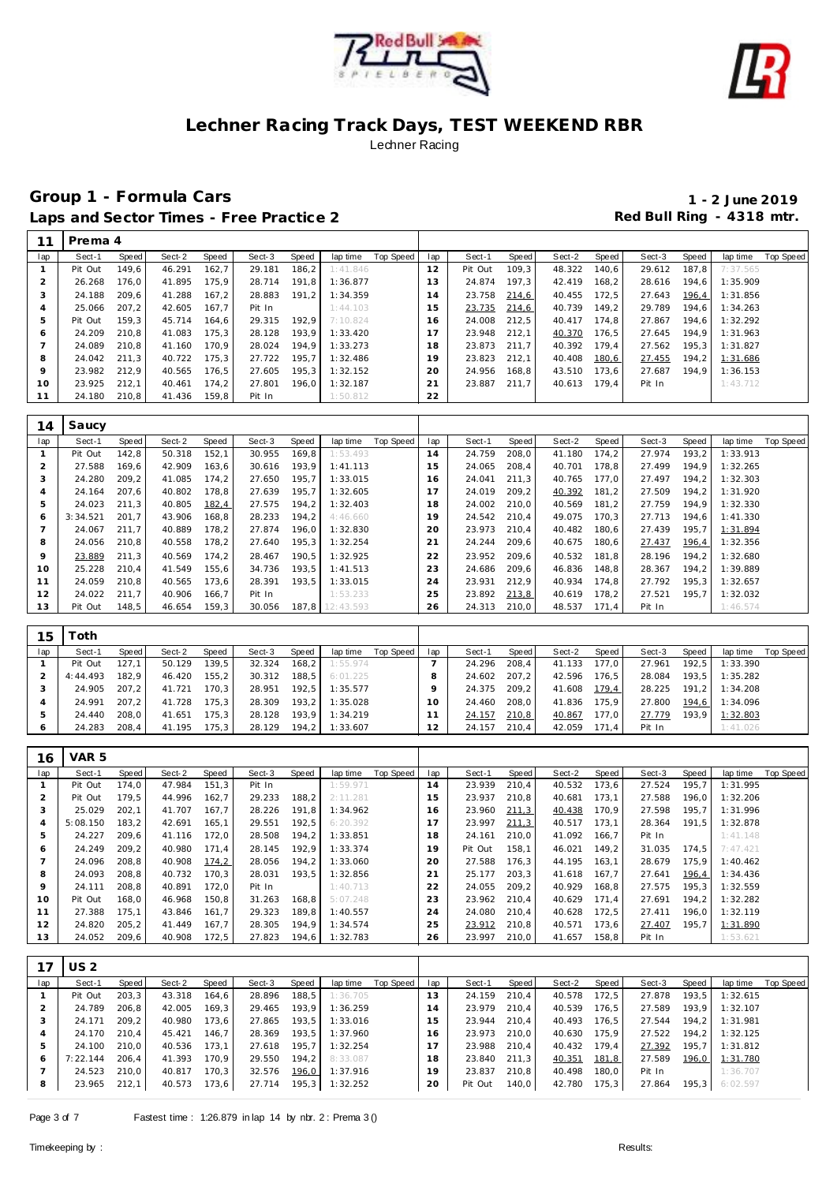# Lechner Racing Track Days, TEST WEEKEND RBR

Lechner Racing

## Group 1 - Formula Cars

**1 - 2 June 2019**

### Laps and Sector Times - Free Practice 2

**Red Bull Ring - 4318 mtr.**

| 11 | Prema 4 | | | | | | | | | | | | | | | | | |
|---|---|---|---|---|---|---|---|---|---|---|---|---|---|---|---|---|---|---|
| lap | Sect-1 | Speed | Sect-2 | Speed | Sect-3 | Speed | lap time | Top Speed | lap | Sect-1 | Speed | Sect-2 | Speed | Sect-3 | Speed | lap time | Top Speed |
| 1 | Pit Out | 149,6 | 46.291 | 162,7 | 29.181 | 186,2 | 1:41.846 | | 12 | Pit Out | 109,3 | 48.322 | 140,6 | 29.612 | 187,8 | 7:37.565 | |
| 2 | 26.268 | 176,0 | 41.895 | 175,9 | 28.714 | 191,8 | 1:36.877 | | 13 | 24.874 | 197,3 | 42.419 | 168,2 | 28.616 | 194,6 | 1:35.909 | |
| 3 | 24.188 | 209,6 | 41.288 | 167,2 | 28.883 | 191,2 | 1:34.359 | | 14 | 23.758 | 214,6 | 40.455 | 172,5 | 27.643 | 196,4 | 1:31.856 | |
| 4 | 25.066 | 207,2 | 42.605 | 167,7 | Pit In | | 1:44.103 | | 15 | 23.735 | 214,6 | 40.739 | 149,2 | 29.789 | 194,6 | 1:34.263 | |
| 5 | Pit Out | 159,3 | 45.714 | 164,6 | 29.315 | 192,9 | 7:10.824 | | 16 | 24.008 | 212,5 | 40.417 | 174,8 | 27.867 | 194,6 | 1:32.292 | |
| 6 | 24.209 | 210,8 | 41.083 | 175,3 | 28.128 | 193,9 | 1:33.420 | | 17 | 23.948 | 212,1 | 40.370 | 176,5 | 27.645 | 194,9 | 1:31.963 | |
| 7 | 24.089 | 210,8 | 41.160 | 170,9 | 28.024 | 194,9 | 1:33.273 | | 18 | 23.873 | 211,7 | 40.392 | 179,4 | 27.562 | 195,3 | 1:31.827 | |
| 8 | 24.042 | 211,3 | 40.722 | 175,3 | 27.722 | 195,7 | 1:32.486 | | 19 | 23.823 | 212,1 | 40.408 | 180,6 | 27.455 | 194,2 | 1:31.686 | |
| 9 | 23.982 | 212,9 | 40.565 | 176,5 | 27.605 | 195,3 | 1:32.152 | | 20 | 24.956 | 168,8 | 43.510 | 173,6 | 27.687 | 194,9 | 1:36.153 | |
| 10 | 23.925 | 212,1 | 40.461 | 174,2 | 27.801 | 196,0 | 1:32.187 | | 21 | 23.887 | 211,7 | 40.613 | 179,4 | Pit In | | 1:43.712 | |
| 11 | 24.180 | 210,8 | 41.436 | 159,8 | Pit In | | 1:50.812 | | 22 | | | | | | | | |

| 14 | Saucy | | | | | | | | | | | | | | | | | |
|---|---|---|---|---|---|---|---|---|---|---|---|---|---|---|---|---|---|---|
| lap | Sect-1 | Speed | Sect-2 | Speed | Sect-3 | Speed | lap time | Top Speed | lap | Sect-1 | Speed | Sect-2 | Speed | Sect-3 | Speed | lap time | Top Speed |
| 1 | Pit Out | 142,8 | 50.318 | 152,1 | 30.955 | 169,8 | 1:53.493 | | 14 | 24.759 | 208,0 | 41.180 | 174,2 | 27.974 | 193,2 | 1:33.913 | |
| 2 | 27.588 | 169,6 | 42.909 | 163,6 | 30.616 | 193,9 | 1:41.113 | | 15 | 24.065 | 208,4 | 40.701 | 178,8 | 27.499 | 194,9 | 1:32.265 | |
| 3 | 24.280 | 209,2 | 41.085 | 174,2 | 27.650 | 195,7 | 1:33.015 | | 16 | 24.041 | 211,3 | 40.765 | 177,0 | 27.497 | 194,2 | 1:32.303 | |
| 4 | 24.164 | 207,6 | 40.802 | 178,8 | 27.639 | 195,7 | 1:32.605 | | 17 | 24.019 | 209,2 | 40.392 | 181,2 | 27.509 | 194,2 | 1:31.920 | |
| 5 | 24.023 | 211,3 | 40.805 | 182,4 | 27.575 | 194,2 | 1:32.403 | | 18 | 24.002 | 210,0 | 40.569 | 181,2 | 27.759 | 194,9 | 1:32.330 | |
| 6 | 3:34.521 | 201,7 | 43.906 | 168,8 | 28.233 | 194,2 | 4:46.660 | | 19 | 24.542 | 210,4 | 49.075 | 170,3 | 27.713 | 194,6 | 1:41.330 | |
| 7 | 24.067 | 211,7 | 40.889 | 178,2 | 27.874 | 196,0 | 1:32.830 | | 20 | 23.973 | 210,4 | 40.482 | 180,6 | 27.439 | 195,7 | 1:31.894 | |
| 8 | 24.056 | 210,8 | 40.558 | 178,2 | 27.640 | 195,3 | 1:32.254 | | 21 | 24.244 | 209,6 | 40.675 | 180,6 | 27.437 | 196,4 | 1:32.356 | |
| 9 | 23.889 | 211,3 | 40.569 | 174,2 | 28.467 | 190,5 | 1:32.925 | | 22 | 23.952 | 209,6 | 40.532 | 181,8 | 28.196 | 194,2 | 1:32.680 | |
| 10 | 25.228 | 210,4 | 41.549 | 155,6 | 34.736 | 193,5 | 1:41.513 | | 23 | 24.686 | 209,6 | 46.836 | 148,8 | 28.367 | 194,2 | 1:39.889 | |
| 11 | 24.059 | 210,8 | 40.565 | 173,6 | 28.391 | 193,5 | 1:33.015 | | 24 | 23.931 | 212,9 | 40.934 | 174,8 | 27.792 | 195,3 | 1:32.657 | |
| 12 | 24.022 | 211,7 | 40.906 | 166,7 | Pit In | | 1:53.233 | | 25 | 23.892 | 213,8 | 40.619 | 178,2 | 27.521 | 195,7 | 1:32.032 | |
| 13 | Pit Out | 148,5 | 46.654 | 159,3 | 30.056 | 187,8 | 12:43.593 | | 26 | 24.313 | 210,0 | 48.537 | 171,4 | Pit In | | 1:46.574 | |

| 15 | Toth | | | | | | | | | | | | | | | | | |
|---|---|---|---|---|---|---|---|---|---|---|---|---|---|---|---|---|---|---|
| lap | Sect-1 | Speed | Sect-2 | Speed | Sect-3 | Speed | lap time | Top Speed | lap | Sect-1 | Speed | Sect-2 | Speed | Sect-3 | Speed | lap time | Top Speed |
| 1 | Pit Out | 127,1 | 50.129 | 139,5 | 32.324 | 168,2 | 1:55.974 | | 7 | 24.296 | 208,4 | 41.133 | 177,0 | 27.961 | 192,5 | 1:33.390 | |
| 2 | 4:44.493 | 182,9 | 46.420 | 155,2 | 30.312 | 188,5 | 6:01.225 | | 8 | 24.602 | 207,2 | 42.596 | 176,5 | 28.084 | 193,5 | 1:35.282 | |
| 3 | 24.905 | 207,2 | 41.721 | 170,3 | 28.951 | 192,5 | 1:35.577 | | 9 | 24.375 | 209,2 | 41.608 | 179,4 | 28.225 | 191,2 | 1:34.208 | |
| 4 | 24.991 | 207,2 | 41.728 | 175,3 | 28.309 | 193,2 | 1:35.028 | | 10 | 24.460 | 208,0 | 41.836 | 175,9 | 27.800 | 194,6 | 1:34.096 | |
| 5 | 24.440 | 208,0 | 41.651 | 175,3 | 28.128 | 193,9 | 1:34.219 | | 11 | 24.157 | 210,8 | 40.867 | 177,0 | 27.779 | 193,9 | 1:32.803 | |
| 6 | 24.283 | 208,4 | 41.195 | 175,3 | 28.129 | 194,2 | 1:33.607 | | 12 | 24.157 | 210,4 | 42.059 | 171,4 | Pit In | | 1:41.026 | |

| 16 | VAR 5 | | | | | | | | | | | | | | | | | |
|---|---|---|---|---|---|---|---|---|---|---|---|---|---|---|---|---|---|---|
| lap | Sect-1 | Speed | Sect-2 | Speed | Sect-3 | Speed | lap time | Top Speed | lap | Sect-1 | Speed | Sect-2 | Speed | Sect-3 | Speed | lap time | Top Speed |
| 1 | Pit Out | 174,0 | 47.984 | 151,3 | Pit In | | 1:59.971 | | 14 | 23.939 | 210,4 | 40.532 | 173,6 | 27.524 | 195,7 | 1:31.995 | |
| 2 | Pit Out | 179,5 | 44.996 | 162,7 | 29.233 | 188,2 | 2:11.281 | | 15 | 23.937 | 210,8 | 40.681 | 173,1 | 27.588 | 196,0 | 1:32.206 | |
| 3 | 25.029 | 202,1 | 41.707 | 167,7 | 28.226 | 191,8 | 1:34.962 | | 16 | 23.960 | 211,3 | 40.438 | 170,9 | 27.598 | 195,7 | 1:31.996 | |
| 4 | 5:08.150 | 183,2 | 42.691 | 165,1 | 29.551 | 192,5 | 6:20.392 | | 17 | 23.997 | 211,3 | 40.517 | 173,1 | 28.364 | 191,5 | 1:32.878 | |
| 5 | 24.227 | 209,6 | 41.116 | 172,0 | 28.508 | 194,2 | 1:33.851 | | 18 | 24.161 | 210,0 | 41.092 | 166,7 | Pit In | | 1:41.148 | |
| 6 | 24.249 | 209,2 | 40.980 | 171,4 | 28.145 | 192,9 | 1:33.374 | | 19 | Pit Out | 158,1 | 46.021 | 149,2 | 31.035 | 174,5 | 7:47.421 | |
| 7 | 24.096 | 208,8 | 40.908 | 174,2 | 28.056 | 194,2 | 1:33.060 | | 20 | 27.588 | 176,3 | 44.195 | 163,1 | 28.679 | 175,9 | 1:40.462 | |
| 8 | 24.093 | 208,8 | 40.732 | 170,3 | 28.031 | 193,5 | 1:32.856 | | 21 | 25.177 | 203,3 | 41.618 | 167,7 | 27.641 | 196,4 | 1:34.436 | |
| 9 | 24.111 | 208,8 | 40.891 | 172,0 | Pit In | | 1:40.713 | | 22 | 24.055 | 209,2 | 40.929 | 168,8 | 27.575 | 195,3 | 1:32.559 | |
| 10 | Pit Out | 168,0 | 46.968 | 150,8 | 31.263 | 168,8 | 5:07.248 | | 23 | 23.962 | 210,4 | 40.629 | 171,4 | 27.691 | 194,2 | 1:32.282 | |
| 11 | 27.388 | 175,1 | 43.846 | 161,7 | 29.323 | 189,8 | 1:40.557 | | 24 | 24.080 | 210,4 | 40.628 | 172,5 | 27.411 | 196,0 | 1:32.119 | |
| 12 | 24.820 | 205,2 | 41.449 | 167,7 | 28.305 | 194,9 | 1:34.574 | | 25 | 23.912 | 210,8 | 40.571 | 173,6 | 27.407 | 195,7 | 1:31.890 | |
| 13 | 24.052 | 209,6 | 40.908 | 172,5 | 27.823 | 194,6 | 1:32.783 | | 26 | 23.997 | 210,0 | 41.657 | 158,8 | Pit In | | 1:53.621 | |

| 17 | US 2 | | | | | | | | | | | | | | | | | |
|---|---|---|---|---|---|---|---|---|---|---|---|---|---|---|---|---|---|---|
| lap | Sect-1 | Speed | Sect-2 | Speed | Sect-3 | Speed | lap time | Top Speed | lap | Sect-1 | Speed | Sect-2 | Speed | Sect-3 | Speed | lap time | Top Speed |
| 1 | Pit Out | 203,3 | 43.318 | 164,6 | 28.896 | 188,5 | 1:36.705 | | 13 | 24.159 | 210,4 | 40.578 | 172,5 | 27.878 | 193,5 | 1:32.615 | |
| 2 | 24.789 | 206,8 | 42.005 | 169,3 | 29.465 | 193,9 | 1:36.259 | | 14 | 23.979 | 210,4 | 40.539 | 176,5 | 27.589 | 193,9 | 1:32.107 | |
| 3 | 24.171 | 209,2 | 40.980 | 173,6 | 27.865 | 193,5 | 1:33.016 | | 15 | 23.944 | 210,4 | 40.493 | 176,5 | 27.544 | 194,2 | 1:31.981 | |
| 4 | 24.170 | 210,4 | 45.421 | 146,7 | 28.369 | 193,5 | 1:37.960 | | 16 | 23.973 | 210,0 | 40.630 | 175,9 | 27.522 | 194,2 | 1:32.125 | |
| 5 | 24.100 | 210,0 | 40.536 | 173,1 | 27.618 | 195,7 | 1:32.254 | | 17 | 23.988 | 210,4 | 40.432 | 179,4 | 27.392 | 195,7 | 1:31.812 | |
| 6 | 7:22.144 | 206,4 | 41.393 | 170,9 | 29.550 | 194,2 | 8:33.087 | | 18 | 23.840 | 211,3 | 40.351 | 181,8 | 27.589 | 196,0 | 1:31.780 | |
| 7 | 24.523 | 210,0 | 40.817 | 170,3 | 32.576 | 196,0 | 1:37.916 | | 19 | 23.837 | 210,8 | 40.498 | 180,0 | Pit In | | 1:36.707 | |
| 8 | 23.965 | 212,1 | 40.573 | 173,6 | 27.714 | 195,3 | 1:32.252 | | 20 | Pit Out | 140,0 | 42.780 | 175,3 | 27.864 | 195,3 | 6:02.597 | |

Fastest time : 1:26.879 in lap 14 by nbr. 2 : Prema 3 ()

Timekeeping by : Results: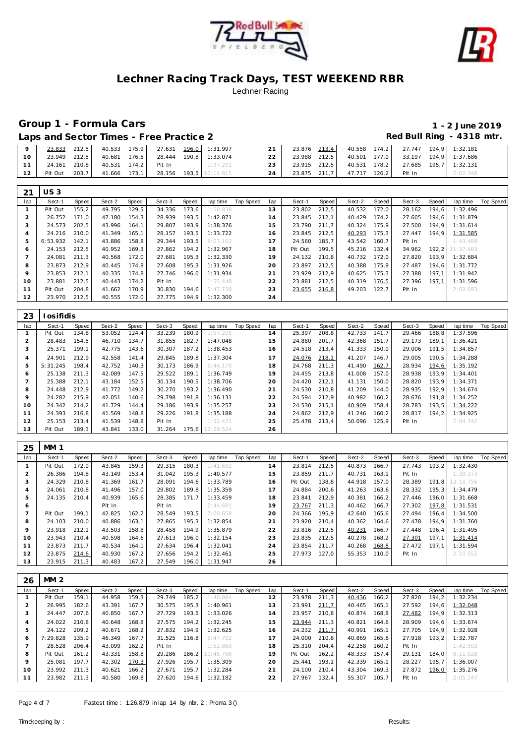# Lechner Racing Track Days, TEST WEEKEND RBR

Lechner Racing

## Group 1 - Formula Cars

**1 - 2 June 2019**

### Laps and Sector Times - Free Practice 2

**Red Bull Ring - 4318 mtr.**

| lap | Sect-1 | Speed | Sect-2 | Speed | Sect-3 | Speed | lap time | Top Speed | lap | Sect-1 | Speed | Sect-2 | Speed | Sect-3 | Speed | lap time | Top Speed |
|---|---|---|---|---|---|---|---|---|---|---|---|---|---|---|---|---|---|
| 9 | 23.833 | 212,5 | 40.533 | 175,9 | 27.631 | 196,0 | 1:31.997 | | 21 | 23.876 | 213,4 | 40.558 | 174,2 | 27.747 | 194,9 | 1:32.181 | |
| 10 | 23.949 | 212,5 | 40.681 | 176,5 | 28.444 | 190,8 | 1:33.074 | | 22 | 23.988 | 212,5 | 40.501 | 177,0 | 33.197 | 194,9 | 1:37.686 | |
| 11 | 24.161 | 210,8 | 40.531 | 174,2 | Pit In | | 1:37.291 | | 23 | 23.915 | 212,5 | 40.531 | 178,2 | 27.685 | 195,7 | 1:32.131 | |
| 12 | Pit Out | 203,7 | 41.666 | 173,1 | 28.156 | 193,5 | 10:14.815 | | 24 | 23.875 | 211,7 | 47.717 | 126,2 | Pit In | | 2:02.348 | |

### 21 US 3

| lap | Sect-1 | Speed | Sect-2 | Speed | Sect-3 | Speed | lap time | Top Speed | lap | Sect-1 | Speed | Sect-2 | Speed | Sect-3 | Speed | lap time | Top Speed |
|---|---|---|---|---|---|---|---|---|---|---|---|---|---|---|---|---|---|
| 1 | Pit Out | 155,2 | 49.795 | 129,5 | 34.336 | 173,6 | 1:50.838 | | 13 | 23.802 | 212,5 | 40.532 | 172,0 | 28.162 | 194,6 | 1:32.496 | |
| 2 | 26.752 | 171,0 | 47.180 | 154,3 | 28.939 | 193,5 | 1:42.871 | | 14 | 23.845 | 212,1 | 40.429 | 174,2 | 27.605 | 194,6 | 1:31.879 | |
| 3 | 24.573 | 202,5 | 43.996 | 164,1 | 29.807 | 193,9 | 1:38.376 | | 15 | 23.790 | 211,7 | 40.324 | 175,9 | 27.500 | 194,9 | 1:31.614 | |
| 4 | 24.216 | 210,0 | 41.349 | 165,1 | 28.157 | 193,5 | 1:33.722 | | 16 | 23.845 | 212,5 | 40.293 | 175,3 | 27.447 | 194,9 | 1:31.585 | |
| 5 | 6:53.932 | 142,1 | 43.886 | 158,8 | 29.344 | 193,5 | 8:07.162 | | 17 | 24.560 | 185,7 | 43.542 | 160,7 | Pit In | | 1:43.489 | |
| 6 | 24.153 | 212,5 | 40.952 | 169,3 | 27.862 | 194,2 | 1:32.967 | | 18 | Pit Out | 199,5 | 45.216 | 132,4 | 34.962 | 192,2 | 11:37.663 | |
| 7 | 24.081 | 211,3 | 40.568 | 172,0 | 27.681 | 195,3 | 1:32.330 | | 19 | 24.132 | 210,8 | 40.732 | 172,0 | 27.820 | 193,9 | 1:32.684 | |
| 8 | 23.873 | 212,9 | 40.445 | 174,8 | 27.608 | 195,3 | 1:31.926 | | 20 | 23.897 | 212,5 | 40.388 | 175,9 | 27.487 | 194,6 | 1:31.772 | |
| 9 | 23.853 | 212,1 | 40.335 | 174,8 | 27.746 | 196,0 | 1:31.934 | | 21 | 23.929 | 212,9 | 40.625 | 175,3 | 27.388 | 197,1 | 1:31.942 | |
| 10 | 23.881 | 212,5 | 40.443 | 174,2 | Pit In | | 1:55.448 | | 22 | 23.881 | 212,5 | 40.319 | 176,5 | 27.396 | 197,1 | 1:31.596 | |
| 11 | Pit Out | 204,8 | 41.662 | 170,9 | 30.830 | 194,6 | 5:47.738 | | 23 | 23.655 | 216,8 | 49.203 | 122,7 | Pit In | | 2:02.693 | |
| 12 | 23.970 | 212,5 | 40.555 | 172,0 | 27.775 | 194,9 | 1:32.300 | | 24 | | | | | | | | |

### 23 Iosifidis

| lap | Sect-1 | Speed | Sect-2 | Speed | Sect-3 | Speed | lap time | Top Speed | lap | Sect-1 | Speed | Sect-2 | Speed | Sect-3 | Speed | lap time | Top Speed |
|---|---|---|---|---|---|---|---|---|---|---|---|---|---|---|---|---|---|
| 1 | Pit Out | 134,8 | 53.052 | 124,4 | 33.239 | 180,9 | 1:57.295 | | 14 | 25.397 | 208,8 | 42.733 | 141,7 | 29.466 | 188,8 | 1:37.596 | |
| 2 | 28.483 | 154,5 | 46.710 | 134,7 | 31.855 | 182,7 | 1:47.048 | | 15 | 24.880 | 201,7 | 42.368 | 151,7 | 29.173 | 189,1 | 1:36.421 | |
| 3 | 25.371 | 199,1 | 42.775 | 143,6 | 30.307 | 187,2 | 1:38.453 | | 16 | 24.518 | 213,4 | 41.333 | 150,0 | 29.006 | 191,5 | 1:34.857 | |
| 4 | 24.901 | 212,9 | 42.558 | 141,4 | 29.845 | 189,8 | 1:37.304 | | 17 | 24.076 | 218,1 | 41.207 | 146,7 | 29.005 | 190,5 | 1:34.288 | |
| 5 | 5:31.245 | 198,4 | 42.752 | 140,3 | 30.173 | 186,9 | 6:44.170 | | 18 | 24.768 | 211,3 | 41.490 | 162,7 | 28.934 | 194,6 | 1:35.192 | |
| 6 | 25.138 | 211,3 | 42.089 | 147,5 | 29.522 | 189,1 | 1:36.749 | | 19 | 24.455 | 213,8 | 41.008 | 157,0 | 28.938 | 193,9 | 1:34.401 | |
| 7 | 25.388 | 212,1 | 43.184 | 152,5 | 30.134 | 190,5 | 1:38.706 | | 20 | 24.420 | 212,1 | 41.131 | 150,0 | 28.820 | 193,9 | 1:34.371 | |
| 8 | 24.448 | 212,9 | 41.772 | 149,2 | 30.270 | 193,2 | 1:36.490 | | 21 | 24.530 | 210,8 | 41.209 | 144,0 | 28.935 | 192,9 | 1:34.674 | |
| 9 | 24.282 | 215,9 | 42.051 | 140,6 | 29.798 | 191,8 | 1:36.131 | | 22 | 24.594 | 212,9 | 40.982 | 160,2 | 28.676 | 191,8 | 1:34.252 | |
| 10 | 24.342 | 214,2 | 41.729 | 144,4 | 29.186 | 193,9 | 1:35.257 | | 23 | 24.530 | 215,1 | 40.909 | 158,4 | 28.783 | 193,5 | 1:34.222 | |
| 11 | 24.393 | 216,8 | 41.569 | 148,8 | 29.226 | 191,8 | 1:35.188 | | 24 | 24.862 | 212,9 | 41.246 | 160,2 | 28.817 | 194,2 | 1:34.925 | |
| 12 | 25.153 | 213,4 | 41.539 | 148,8 | Pit In | | 1:52.471 | | 25 | 25.478 | 213,4 | 50.096 | 125,9 | Pit In | | 2:04.742 | |
| 13 | Pit Out | 189,3 | 43.841 | 133,0 | 31.264 | 175,6 | 12:29.524 | | 26 | | | | | | | | |

### 25 MM 1

| lap | Sect-1 | Speed | Sect-2 | Speed | Sect-3 | Speed | lap time | Top Speed | lap | Sect-1 | Speed | Sect-2 | Speed | Sect-3 | Speed | lap time | Top Speed |
|---|---|---|---|---|---|---|---|---|---|---|---|---|---|---|---|---|---|
| 1 | Pit Out | 172,9 | 43.845 | 159,3 | 29.315 | 180,3 | 1:41.692 | | 14 | 23.814 | 212,5 | 40.873 | 166,7 | 27.743 | 193,2 | 1:32.430 | |
| 2 | 26.386 | 194,8 | 43.149 | 153,4 | 31.042 | 195,3 | 1:40.577 | | 15 | 23.859 | 211,7 | 40.731 | 163,1 | Pit In | | 1:39.373 | |
| 3 | 24.329 | 210,8 | 41.369 | 161,7 | 28.091 | 194,6 | 1:33.789 | | 16 | Pit Out | 138,8 | 44.918 | 157,0 | 28.389 | 191,8 | 13:18.756 | |
| 4 | 24.061 | 210,8 | 41.496 | 157,0 | 29.802 | 189,8 | 1:35.359 | | 17 | 24.884 | 200,6 | 41.263 | 163,6 | 28.332 | 195,3 | 1:34.479 | |
| 5 | 24.135 | 210,4 | 40.939 | 165,6 | 28.385 | 171,7 | 1:33.459 | | 18 | 23.841 | 212,9 | 40.381 | 166,2 | 27.446 | 196,0 | 1:31.668 | |
| 6 | | | Pit In | | Pit In | | 2:44.691 | | 19 | 23.767 | 211,3 | 40.462 | 166,7 | 27.302 | 197,8 | 1:31.531 | |
| 7 | Pit Out | 199,1 | 42.825 | 162,2 | 28.549 | 193,5 | 7:00.658 | | 20 | 24.366 | 195,9 | 42.640 | 165,6 | 27.494 | 196,4 | 1:34.500 | |
| 8 | 24.103 | 210,0 | 40.886 | 163,1 | 27.865 | 195,3 | 1:32.854 | | 21 | 23.920 | 210,4 | 40.362 | 164,6 | 27.478 | 194,9 | 1:31.760 | |
| 9 | 23.918 | 212,1 | 43.503 | 158,8 | 28.458 | 194,9 | 1:35.879 | | 22 | 23.816 | 212,5 | 40.231 | 166,7 | 27.448 | 196,4 | 1:31.495 | |
| 10 | 23.943 | 210,4 | 40.598 | 164,6 | 27.613 | 196,0 | 1:32.154 | | 23 | 23.835 | 212,5 | 40.278 | 168,2 | 27.301 | 197,1 | 1:31.414 | |
| 11 | 23.873 | 211,7 | 40.534 | 164,1 | 27.634 | 196,4 | 1:32.041 | | 24 | 23.854 | 211,7 | 40.268 | 168,8 | 27.472 | 197,1 | 1:31.594 | |
| 12 | 23.875 | 214,6 | 40.930 | 167,2 | 27.656 | 194,2 | 1:32.461 | | 25 | 27.973 | 127,0 | 55.353 | 110,0 | Pit In | | 2:10.552 | |
| 13 | 23.915 | 211,3 | 40.483 | 167,2 | 27.549 | 196,0 | 1:31.947 | | 26 | | | | | | | | |

### 26 MM 2

| lap | Sect-1 | Speed | Sect-2 | Speed | Sect-3 | Speed | lap time | Top Speed | lap | Sect-1 | Speed | Sect-2 | Speed | Sect-3 | Speed | lap time | Top Speed |
|---|---|---|---|---|---|---|---|---|---|---|---|---|---|---|---|---|---|
| 1 | Pit Out | 159,1 | 44.958 | 159,3 | 29.749 | 185,2 | 1:40.884 | | 12 | 23.978 | 211,3 | 40.436 | 166,2 | 27.820 | 194,2 | 1:32.234 | |
| 2 | 26.995 | 182,6 | 43.391 | 167,7 | 30.575 | 195,3 | 1:40.961 | | 13 | 23.991 | 211,7 | 40.465 | 165,1 | 27.592 | 194,6 | 1:32.048 | |
| 3 | 24.447 | 207,6 | 40.850 | 167,7 | 27.729 | 193,5 | 1:33.026 | | 14 | 23.957 | 210,8 | 40.874 | 168,8 | 27.482 | 194,9 | 1:32.313 | |
| 4 | 24.022 | 210,8 | 40.648 | 168,8 | 27.575 | 194,2 | 1:32.245 | | 15 | 23.944 | 211,3 | 40.821 | 164,6 | 28.909 | 194,6 | 1:33.674 | |
| 5 | 24.122 | 209,2 | 40.671 | 168,2 | 27.832 | 194,9 | 1:32.625 | | 16 | 24.232 | 211,7 | 40.991 | 165,1 | 27.705 | 194,9 | 1:32.928 | |
| 6 | 7:29.828 | 135,9 | 46.349 | 167,7 | 31.525 | 116,8 | 8:47.702 | | 17 | 24.000 | 210,8 | 40.869 | 165,6 | 27.918 | 193,2 | 1:32.787 | |
| 7 | 28.528 | 206,4 | 43.099 | 162,2 | Pit In | | 1:52.860 | | 18 | 25.310 | 204,4 | 42.258 | 160,2 | Pit In | | 1:42.503 | |
| 8 | Pit Out | 161,2 | 43.331 | 158,8 | 29.286 | 186,2 | 10:45.766 | | 19 | Pit Out | 162,2 | 48.333 | 157,4 | 29.131 | 184,0 | 8:11.028 | |
| 9 | 25.081 | 197,7 | 42.302 | 170,3 | 27.926 | 195,7 | 1:35.309 | | 20 | 25.441 | 193,1 | 42.339 | 165,1 | 28.227 | 195,7 | 1:36.007 | |
| 10 | 23.992 | 211,3 | 40.621 | 166,2 | 27.671 | 195,7 | 1:32.284 | | 21 | 24.100 | 210,4 | 43.304 | 169,3 | 27.872 | 196,0 | 1:35.276 | |
| 11 | 23.982 | 211,3 | 40.580 | 169,8 | 27.620 | 194,6 | 1:32.182 | | 22 | 27.967 | 132,4 | 55.307 | 105,7 | Pit In | | 2:05.247 | |

Fastest time : 1:26.879 in lap 14 by nbr. 2 : Prema 3 ()

Timekeeping by : Results: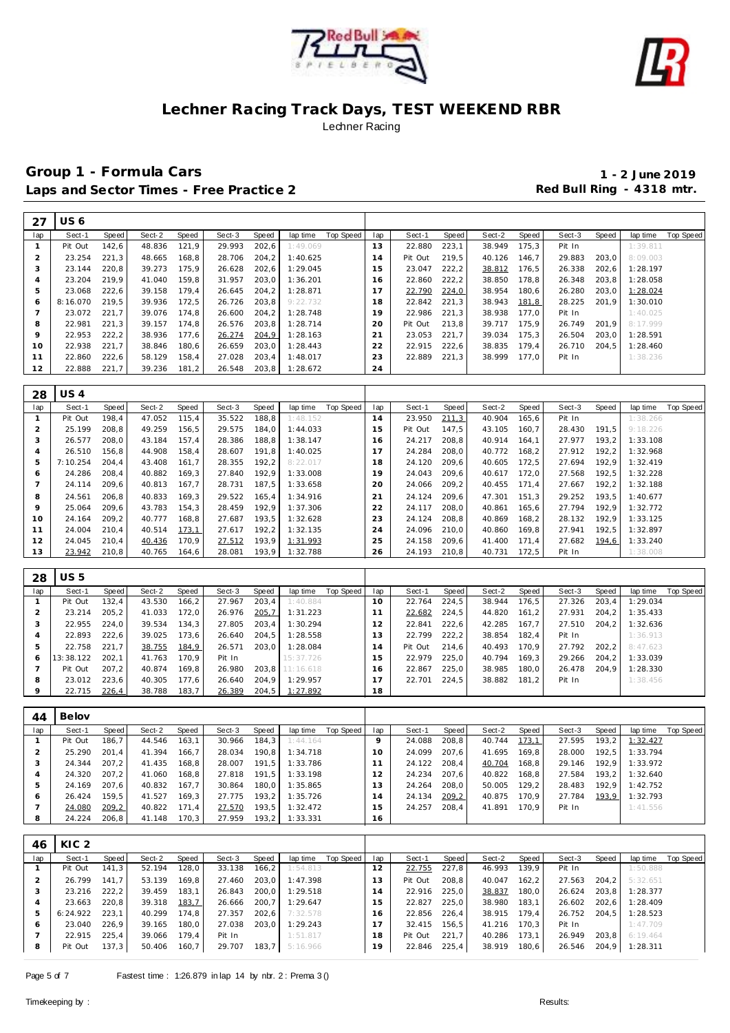# Lechner Racing Track Days, TEST WEEKEND RBR

Lechner Racing

## Group 1 - Formula Cars

**1 - 2 June 2019**

### Laps and Sector Times - Free Practice 2

**Red Bull Ring - 4318 mtr.**

**27 US 6**

| lap | Sect-1 | Speed | Sect-2 | Speed | Sect-3 | Speed | lap time | Top Speed | lap | Sect-1 | Speed | Sect-2 | Speed | Sect-3 | Speed | lap time | Top Speed |
|---|---|---|---|---|---|---|---|---|---|---|---|---|---|---|---|---|---|
| 1 | Pit Out | 142,6 | 48.836 | 121,9 | 29.993 | 202,6 | 1:49.069 | | 13 | 22.880 | 223,1 | 38.949 | 175,3 | Pit In | | 1:39.811 | |
| 2 | 23.254 | 221,3 | 48.665 | 168,8 | 28.706 | 204,2 | 1:40.625 | | 14 | Pit Out | 219,5 | 40.126 | 146,7 | 29.883 | 203,0 | 8:09.003 | |
| 3 | 23.144 | 220,8 | 39.273 | 175,9 | 26.628 | 202,6 | 1:29.045 | | 15 | 23.047 | 222,2 | 38.812 | 176,5 | 26.338 | 202,6 | 1:28.197 | |
| 4 | 23.204 | 219,9 | 41.040 | 159,8 | 31.957 | 203,0 | 1:36.201 | | 16 | 22.860 | 222,2 | 38.850 | 178,8 | 26.348 | 203,8 | 1:28.058 | |
| 5 | 23.068 | 222,6 | 39.158 | 179,4 | 26.645 | 204,2 | 1:28.871 | | 17 | 22.790 | 224,0 | 38.954 | 180,6 | 26.280 | 203,0 | 1:28.024 | |
| 6 | 8:16.070 | 219,5 | 39.936 | 172,5 | 26.726 | 203,8 | 9:22.732 | | 18 | 22.842 | 221,3 | 38.943 | 181,8 | 28.225 | 201,9 | 1:30.010 | |
| 7 | 23.072 | 221,7 | 39.076 | 174,8 | 26.600 | 204,2 | 1:28.748 | | 19 | 22.986 | 221,3 | 38.938 | 177,0 | Pit In | | 1:40.025 | |
| 8 | 22.981 | 221,3 | 39.157 | 174,8 | 26.576 | 203,8 | 1:28.714 | | 20 | Pit Out | 213,8 | 39.717 | 175,9 | 26.749 | 201,9 | 8:17.999 | |
| 9 | 22.953 | 222,2 | 38.936 | 177,6 | 26.274 | 204,9 | 1:28.163 | | 21 | 23.053 | 221,7 | 39.034 | 175,3 | 26.504 | 203,0 | 1:28.591 | |
| 10 | 22.938 | 221,7 | 38.846 | 180,6 | 26.659 | 203,0 | 1:28.443 | | 22 | 22.915 | 222,6 | 38.835 | 179,4 | 26.710 | 204,5 | 1:28.460 | |
| 11 | 22.860 | 222,6 | 58.129 | 158,4 | 27.028 | 203,4 | 1:48.017 | | 23 | 22.889 | 221,3 | 38.999 | 177,0 | Pit In | | 1:38.236 | |
| 12 | 22.888 | 221,7 | 39.236 | 181,2 | 26.548 | 203,8 | 1:28.672 | | 24 | | | | | | | | |

**28 US 4**

| lap | Sect-1 | Speed | Sect-2 | Speed | Sect-3 | Speed | lap time | Top Speed | lap | Sect-1 | Speed | Sect-2 | Speed | Sect-3 | Speed | lap time | Top Speed |
|---|---|---|---|---|---|---|---|---|---|---|---|---|---|---|---|---|---|
| 1 | Pit Out | 198,4 | 47.052 | 115,4 | 35.522 | 188,8 | 1:48.152 | | 14 | 23.950 | 211,3 | 40.904 | 165,6 | Pit In | | 1:38.266 | |
| 2 | 25.199 | 208,8 | 49.259 | 156,5 | 29.575 | 184,0 | 1:44.033 | | 15 | Pit Out | 147,5 | 43.105 | 160,7 | 28.430 | 191,5 | 9:18.226 | |
| 3 | 26.577 | 208,0 | 43.184 | 157,4 | 28.386 | 188,8 | 1:38.147 | | 16 | 24.217 | 208,8 | 40.914 | 164,1 | 27.977 | 193,2 | 1:33.108 | |
| 4 | 26.510 | 156,8 | 44.908 | 158,4 | 28.607 | 191,8 | 1:40.025 | | 17 | 24.284 | 208,0 | 40.772 | 168,2 | 27.912 | 192,2 | 1:32.968 | |
| 5 | 7:10.254 | 204,4 | 43.408 | 161,7 | 28.355 | 192,2 | 8:22.017 | | 18 | 24.120 | 209,6 | 40.605 | 172,5 | 27.694 | 192,9 | 1:32.419 | |
| 6 | 24.286 | 208,4 | 40.882 | 169,3 | 27.840 | 192,9 | 1:33.008 | | 19 | 24.043 | 209,6 | 40.617 | 172,0 | 27.568 | 192,5 | 1:32.228 | |
| 7 | 24.114 | 209,6 | 40.813 | 167,7 | 28.731 | 187,5 | 1:33.658 | | 20 | 24.066 | 209,2 | 40.455 | 171,4 | 27.667 | 192,2 | 1:32.188 | |
| 8 | 24.561 | 206,8 | 40.833 | 169,3 | 29.522 | 165,4 | 1:34.916 | | 21 | 24.124 | 209,6 | 47.301 | 151,3 | 29.252 | 193,5 | 1:40.677 | |
| 9 | 25.064 | 209,6 | 43.783 | 154,3 | 28.459 | 192,9 | 1:37.306 | | 22 | 24.117 | 208,0 | 40.861 | 165,6 | 27.794 | 192,9 | 1:32.772 | |
| 10 | 24.164 | 209,2 | 40.777 | 168,8 | 27.687 | 193,5 | 1:32.628 | | 23 | 24.124 | 208,8 | 40.869 | 168,2 | 28.132 | 192,9 | 1:33.125 | |
| 11 | 24.004 | 210,4 | 40.514 | 173,1 | 27.617 | 192,2 | 1:32.135 | | 24 | 24.096 | 210,0 | 40.860 | 169,8 | 27.941 | 192,5 | 1:32.897 | |
| 12 | 24.045 | 210,4 | 40.436 | 170,9 | 27.512 | 193,9 | 1:31.993 | | 25 | 24.158 | 209,6 | 41.400 | 171,4 | 27.682 | 194,6 | 1:33.240 | |
| 13 | 23.942 | 210,8 | 40.765 | 164,6 | 28.081 | 193,9 | 1:32.788 | | 26 | 24.193 | 210,8 | 40.731 | 172,5 | Pit In | | 1:38.008 | |

**28 US 5**

| lap | Sect-1 | Speed | Sect-2 | Speed | Sect-3 | Speed | lap time | Top Speed | lap | Sect-1 | Speed | Sect-2 | Speed | Sect-3 | Speed | lap time | Top Speed |
|---|---|---|---|---|---|---|---|---|---|---|---|---|---|---|---|---|---|
| 1 | Pit Out | 132,4 | 43.530 | 166,2 | 27.967 | 203,4 | 1:40.884 | | 10 | 22.764 | 224,5 | 38.944 | 176,5 | 27.326 | 203,4 | 1:29.034 | |
| 2 | 23.214 | 205,2 | 41.033 | 172,0 | 26.976 | 205,7 | 1:31.223 | | 11 | 22.682 | 224,5 | 44.820 | 161,2 | 27.931 | 204,2 | 1:35.433 | |
| 3 | 22.955 | 224,0 | 39.534 | 134,3 | 27.805 | 203,4 | 1:30.294 | | 12 | 22.841 | 222,6 | 42.285 | 167,7 | 27.510 | 204,2 | 1:32.636 | |
| 4 | 22.893 | 222,6 | 39.025 | 173,6 | 26.640 | 204,5 | 1:28.558 | | 13 | 22.799 | 222,2 | 38.854 | 182,4 | Pit In | | 1:36.913 | |
| 5 | 22.758 | 221,7 | 38.755 | 184,9 | 26.571 | 203,0 | 1:28.084 | | 14 | Pit Out | 214,6 | 40.493 | 170,9 | 27.792 | 202,2 | 8:47.623 | |
| 6 | 13:38.122 | 202,1 | 41.763 | 170,9 | Pit In | | 15:37.726 | | 15 | 22.979 | 225,0 | 40.794 | 169,3 | 29.266 | 204,2 | 1:33.039 | |
| 7 | Pit Out | 207,2 | 40.874 | 169,8 | 26.980 | 203,8 | 11:16.618 | | 16 | 22.867 | 225,0 | 38.985 | 180,0 | 26.478 | 204,9 | 1:28.330 | |
| 8 | 23.012 | 223,6 | 40.305 | 177,6 | 26.640 | 204,9 | 1:29.957 | | 17 | 22.701 | 224,5 | 38.882 | 181,2 | Pit In | | 1:38.456 | |
| 9 | 22.715 | 226,4 | 38.788 | 183,7 | 26.389 | 204,5 | 1:27.892 | | 18 | | | | | | | | |

**44 Belov**

| lap | Sect-1 | Speed | Sect-2 | Speed | Sect-3 | Speed | lap time | Top Speed | lap | Sect-1 | Speed | Sect-2 | Speed | Sect-3 | Speed | lap time | Top Speed |
|---|---|---|---|---|---|---|---|---|---|---|---|---|---|---|---|---|---|
| 1 | Pit Out | 186,7 | 44.546 | 163,1 | 30.966 | 184,3 | 1:44.164 | | 9 | 24.088 | 208,8 | 40.744 | 173,1 | 27.595 | 193,2 | 1:32.427 | |
| 2 | 25.290 | 201,4 | 41.394 | 166,7 | 28.034 | 190,8 | 1:34.718 | | 10 | 24.099 | 207,6 | 41.695 | 169,8 | 28.000 | 192,5 | 1:33.794 | |
| 3 | 24.344 | 207,2 | 41.435 | 168,8 | 28.007 | 191,5 | 1:33.786 | | 11 | 24.122 | 208,4 | 40.704 | 168,8 | 29.146 | 192,9 | 1:33.972 | |
| 4 | 24.320 | 207,2 | 41.060 | 168,8 | 27.818 | 191,5 | 1:33.198 | | 12 | 24.234 | 207,6 | 40.822 | 168,8 | 27.584 | 193,2 | 1:32.640 | |
| 5 | 24.169 | 207,6 | 40.832 | 167,7 | 30.864 | 180,0 | 1:35.865 | | 13 | 24.264 | 208,0 | 50.005 | 129,2 | 28.483 | 192,9 | 1:42.752 | |
| 6 | 26.424 | 159,5 | 41.527 | 169,3 | 27.775 | 193,2 | 1:35.726 | | 14 | 24.134 | 209,2 | 40.875 | 170,9 | 27.784 | 193,9 | 1:32.793 | |
| 7 | 24.080 | 209,2 | 40.822 | 171,4 | 27.570 | 193,5 | 1:32.472 | | 15 | 24.257 | 208,4 | 41.891 | 170,9 | Pit In | | 1:41.556 | |
| 8 | 24.224 | 206,8 | 41.148 | 170,3 | 27.959 | 193,2 | 1:33.331 | | 16 | | | | | | | | |

**46 KIC 2**

| lap | Sect-1 | Speed | Sect-2 | Speed | Sect-3 | Speed | lap time | Top Speed | lap | Sect-1 | Speed | Sect-2 | Speed | Sect-3 | Speed | lap time | Top Speed |
|---|---|---|---|---|---|---|---|---|---|---|---|---|---|---|---|---|---|
| 1 | Pit Out | 141,3 | 52.194 | 128,0 | 33.138 | 166,2 | 1:54.813 | | 12 | 22.755 | 227,8 | 46.993 | 139,9 | Pit In | | 1:50.888 | |
| 2 | 26.799 | 141,7 | 53.139 | 169,8 | 27.460 | 203,0 | 1:47.398 | | 13 | Pit Out | 208,8 | 40.047 | 162,2 | 27.563 | 204,2 | 5:32.651 | |
| 3 | 23.216 | 222,2 | 39.459 | 183,1 | 26.843 | 200,0 | 1:29.518 | | 14 | 22.916 | 225,0 | 38.837 | 180,0 | 26.624 | 203,8 | 1:28.377 | |
| 4 | 23.663 | 220,8 | 39.318 | 183,7 | 26.666 | 200,7 | 1:29.647 | | 15 | 22.827 | 225,0 | 38.980 | 183,1 | 26.602 | 202,6 | 1:28.409 | |
| 5 | 6:24.922 | 223,1 | 40.299 | 174,8 | 27.357 | 202,6 | 7:32.578 | | 16 | 22.856 | 226,4 | 38.915 | 179,4 | 26.752 | 204,5 | 1:28.523 | |
| 6 | 23.040 | 226,9 | 39.165 | 180,0 | 27.038 | 203,0 | 1:29.243 | | 17 | 32.415 | 156,5 | 41.216 | 170,3 | Pit In | | 1:47.709 | |
| 7 | 22.915 | 225,4 | 39.066 | 179,4 | Pit In | | 1:51.817 | | 18 | Pit Out | 221,7 | 40.286 | 173,1 | 26.949 | 203,8 | 6:19.464 | |
| 8 | Pit Out | 137,3 | 50.406 | 160,7 | 29.707 | 183,7 | 5:16.966 | | 19 | 22.846 | 225,4 | 38.919 | 180,6 | 26.546 | 204,9 | 1:28.311 | |

Fastest time : 1:26.879 in lap 14 by nbr. 2 : Prema 3 ()

Timekeeping by : Results: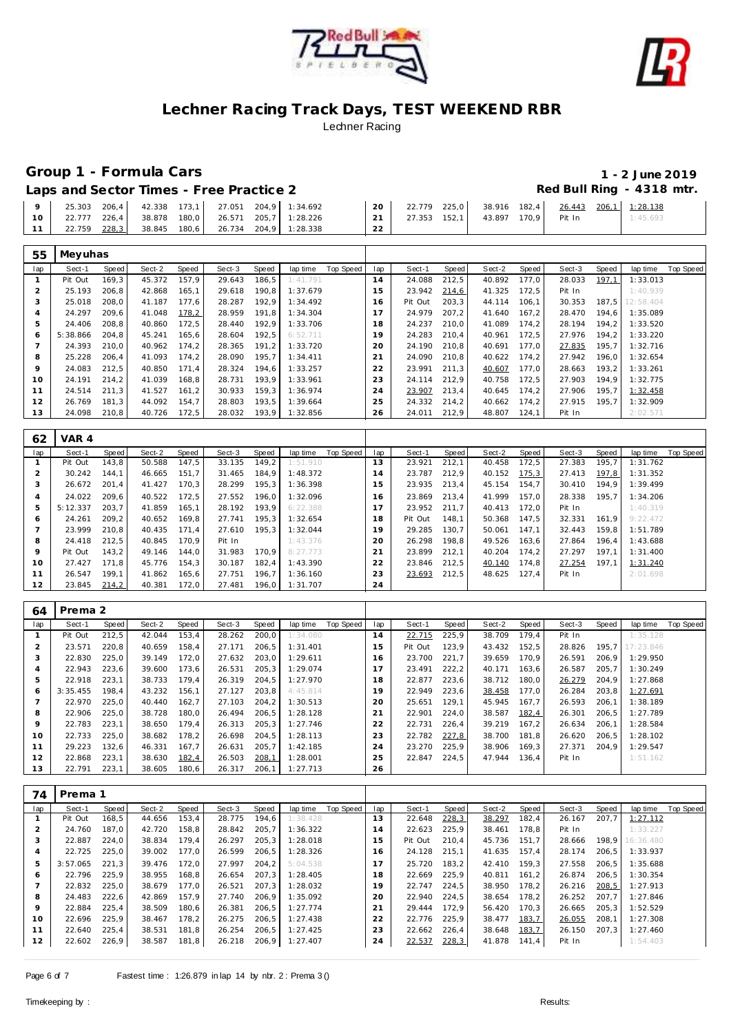# Lechner Racing Track Days, TEST WEEKEND RBR

Lechner Racing

## Group 1 - Formula Cars

**1 - 2 June 2019**

### Laps and Sector Times - Free Practice 2

**Red Bull Ring - 4318 mtr.**

| lap | Sect-1 | Speed | Sect-2 | Speed | Sect-3 | Speed | lap time | Top Speed | lap | Sect-1 | Speed | Sect-2 | Speed | Sect-3 | Speed | lap time | Top Speed |
|---|---|---|---|---|---|---|---|---|---|---|---|---|---|---|---|---|---|
| 9 | 25.303 | 206,4 | 42.338 | 173,1 | 27.051 | 204,9 | 1:34.692 | | 20 | 22.779 | 225,0 | 38.916 | 182,4 | 26.443 | 206,1 | 1:28.138 | |
| 10 | 22.777 | 226,4 | 38.878 | 180,0 | 26.571 | 205,7 | 1:28.226 | | 21 | 27.353 | 152,1 | 43.897 | 170,9 | Pit In | | 1:45.693 | |
| 11 | 22.759 | 228,3 | 38.845 | 180,6 | 26.734 | 204,9 | 1:28.338 | | 22 | | | | | | | | |

### 55 Meyuhas

| lap | Sect-1 | Speed | Sect-2 | Speed | Sect-3 | Speed | lap time | Top Speed | lap | Sect-1 | Speed | Sect-2 | Speed | Sect-3 | Speed | lap time | Top Speed |
|---|---|---|---|---|---|---|---|---|---|---|---|---|---|---|---|---|---|
| 1 | Pit Out | 169,3 | 45.372 | 157,9 | 29.643 | 186,5 | 1:41.791 | | 14 | 24.088 | 212,5 | 40.892 | 177,0 | 28.033 | 197,1 | 1:33.013 | |
| 2 | 25.193 | 206,8 | 42.868 | 165,1 | 29.618 | 190,8 | 1:37.679 | | 15 | 23.942 | 214,6 | 41.325 | 172,5 | Pit In | | 1:40.939 | |
| 3 | 25.018 | 208,0 | 41.187 | 177,6 | 28.287 | 192,9 | 1:34.492 | | 16 | Pit Out | 203,3 | 44.114 | 106,1 | 30.353 | 187,5 | 12:58.404 | |
| 4 | 24.297 | 209,6 | 41.048 | 178,2 | 28.959 | 191,8 | 1:34.304 | | 17 | 24.979 | 207,2 | 41.640 | 167,2 | 28.470 | 194,6 | 1:35.089 | |
| 5 | 24.406 | 208,8 | 40.860 | 172,5 | 28.440 | 192,9 | 1:33.706 | | 18 | 24.237 | 210,0 | 41.089 | 174,2 | 28.194 | 194,2 | 1:33.520 | |
| 6 | 5:38.866 | 204,8 | 45.241 | 165,6 | 28.604 | 192,5 | 6:52.711 | | 19 | 24.283 | 210,4 | 40.961 | 172,5 | 27.976 | 194,2 | 1:33.220 | |
| 7 | 24.393 | 210,0 | 40.962 | 174,2 | 28.365 | 191,2 | 1:33.720 | | 20 | 24.190 | 210,8 | 40.691 | 177,0 | 27.835 | 195,7 | 1:32.716 | |
| 8 | 25.228 | 206,4 | 41.093 | 174,2 | 28.090 | 195,7 | 1:34.411 | | 21 | 24.090 | 210,8 | 40.622 | 174,2 | 27.942 | 196,0 | 1:32.654 | |
| 9 | 24.083 | 212,5 | 40.850 | 171,4 | 28.324 | 194,6 | 1:33.257 | | 22 | 23.991 | 211,3 | 40.607 | 177,0 | 28.663 | 193,2 | 1:33.261 | |
| 10 | 24.191 | 214,2 | 41.039 | 168,8 | 28.731 | 193,9 | 1:33.961 | | 23 | 24.114 | 212,9 | 40.758 | 172,5 | 27.903 | 194,9 | 1:32.775 | |
| 11 | 24.514 | 211,3 | 41.527 | 161,2 | 30.933 | 159,3 | 1:36.974 | | 24 | 23.907 | 213,4 | 40.645 | 174,2 | 27.906 | 195,7 | 1:32.458 | |
| 12 | 26.769 | 181,3 | 44.092 | 154,7 | 28.803 | 193,5 | 1:39.664 | | 25 | 24.332 | 214,2 | 40.662 | 174,2 | 27.915 | 195,7 | 1:32.909 | |
| 13 | 24.098 | 210,8 | 40.726 | 172,5 | 28.032 | 193,9 | 1:32.856 | | 26 | 24.011 | 212,9 | 48.807 | 124,1 | Pit In | | 2:02.571 | |

### 62 VAR 4

| lap | Sect-1 | Speed | Sect-2 | Speed | Sect-3 | Speed | lap time | Top Speed | lap | Sect-1 | Speed | Sect-2 | Speed | Sect-3 | Speed | lap time | Top Speed |
|---|---|---|---|---|---|---|---|---|---|---|---|---|---|---|---|---|---|
| 1 | Pit Out | 143,8 | 50.588 | 147,5 | 33.135 | 149,2 | 1:51.910 | | 13 | 23.921 | 212,1 | 40.458 | 172,5 | 27.383 | 195,7 | 1:31.762 | |
| 2 | 30.242 | 144,1 | 46.665 | 151,7 | 31.465 | 184,9 | 1:48.372 | | 14 | 23.787 | 212,9 | 40.152 | 175,3 | 27.413 | 197,8 | 1:31.352 | |
| 3 | 26.672 | 201,4 | 41.427 | 170,3 | 28.299 | 195,3 | 1:36.398 | | 15 | 23.935 | 213,4 | 45.154 | 154,7 | 30.410 | 194,9 | 1:39.499 | |
| 4 | 24.022 | 209,6 | 40.522 | 172,5 | 27.552 | 196,0 | 1:32.096 | | 16 | 23.869 | 213,4 | 41.999 | 157,0 | 28.338 | 195,7 | 1:34.206 | |
| 5 | 5:12.337 | 203,7 | 41.859 | 165,1 | 28.192 | 193,9 | 6:22.388 | | 17 | 23.952 | 211,7 | 40.413 | 172,0 | Pit In | | 1:40.319 | |
| 6 | 24.261 | 209,2 | 40.652 | 169,8 | 27.741 | 195,3 | 1:32.654 | | 18 | Pit Out | 148,1 | 50.368 | 147,5 | 32.331 | 161,9 | 9:22.472 | |
| 7 | 23.999 | 210,8 | 40.435 | 171,4 | 27.610 | 195,3 | 1:32.044 | | 19 | 29.285 | 130,7 | 50.061 | 147,1 | 32.443 | 159,8 | 1:51.789 | |
| 8 | 24.418 | 212,5 | 40.845 | 170,9 | Pit In | | 1:43.376 | | 20 | 26.298 | 198,8 | 49.526 | 163,6 | 27.864 | 196,4 | 1:43.688 | |
| 9 | Pit Out | 143,2 | 49.146 | 144,0 | 31.983 | 170,9 | 8:27.773 | | 21 | 23.899 | 212,1 | 40.204 | 174,2 | 27.297 | 197,1 | 1:31.400 | |
| 10 | 27.427 | 171,8 | 45.776 | 154,3 | 30.187 | 182,4 | 1:43.390 | | 22 | 23.846 | 212,5 | 40.140 | 174,8 | 27.254 | 197,1 | 1:31.240 | |
| 11 | 26.547 | 199,1 | 41.862 | 165,6 | 27.751 | 196,7 | 1:36.160 | | 23 | 23.693 | 212,5 | 48.625 | 127,4 | Pit In | | 2:01.698 | |
| 12 | 23.845 | 214,2 | 40.381 | 172,0 | 27.481 | 196,0 | 1:31.707 | | 24 | | | | | | | | |

### 64 Prema 2

| lap | Sect-1 | Speed | Sect-2 | Speed | Sect-3 | Speed | lap time | Top Speed | lap | Sect-1 | Speed | Sect-2 | Speed | Sect-3 | Speed | lap time | Top Speed |
|---|---|---|---|---|---|---|---|---|---|---|---|---|---|---|---|---|---|
| 1 | Pit Out | 212,5 | 42.044 | 153,4 | 28.262 | 200,0 | 1:34.080 | | 14 | 22.715 | 225,9 | 38.709 | 179,4 | Pit In | | 1:35.128 | |
| 2 | 23.571 | 220,8 | 40.659 | 158,4 | 27.171 | 206,5 | 1:31.401 | | 15 | Pit Out | 123,9 | 43.432 | 152,5 | 28.826 | 195,7 | 17:23.846 | |
| 3 | 22.830 | 225,0 | 39.149 | 172,0 | 27.632 | 203,0 | 1:29.611 | | 16 | 23.700 | 221,7 | 39.659 | 170,9 | 26.591 | 206,9 | 1:29.950 | |
| 4 | 22.943 | 223,6 | 39.600 | 173,6 | 26.531 | 205,3 | 1:29.074 | | 17 | 23.491 | 222,2 | 40.171 | 163,6 | 26.587 | 205,7 | 1:30.249 | |
| 5 | 22.918 | 223,1 | 38.733 | 179,4 | 26.319 | 204,5 | 1:27.970 | | 18 | 22.877 | 223,6 | 38.712 | 180,0 | 26.279 | 204,9 | 1:27.868 | |
| 6 | 3:35.455 | 198,4 | 43.232 | 156,1 | 27.127 | 203,8 | 4:45.814 | | 19 | 22.949 | 223,6 | 38.458 | 177,0 | 26.284 | 203,8 | 1:27.691 | |
| 7 | 22.970 | 225,0 | 40.440 | 162,7 | 27.103 | 204,2 | 1:30.513 | | 20 | 25.651 | 129,1 | 45.945 | 167,7 | 26.593 | 206,1 | 1:38.189 | |
| 8 | 22.906 | 225,0 | 38.728 | 180,0 | 26.494 | 206,5 | 1:28.128 | | 21 | 22.901 | 224,0 | 38.587 | 182,4 | 26.301 | 206,5 | 1:27.789 | |
| 9 | 22.783 | 223,1 | 38.650 | 179,4 | 26.313 | 205,3 | 1:27.746 | | 22 | 22.731 | 226,4 | 39.219 | 167,2 | 26.634 | 206,1 | 1:28.584 | |
| 10 | 22.733 | 225,0 | 38.682 | 178,2 | 26.698 | 204,5 | 1:28.113 | | 23 | 22.782 | 227,8 | 38.700 | 181,8 | 26.620 | 206,5 | 1:28.102 | |
| 11 | 29.223 | 132,6 | 46.331 | 167,7 | 26.631 | 205,7 | 1:42.185 | | 24 | 23.270 | 225,9 | 38.906 | 169,3 | 27.371 | 204,9 | 1:29.547 | |
| 12 | 22.868 | 223,1 | 38.630 | 182,4 | 26.503 | 208,1 | 1:28.001 | | 25 | 22.847 | 224,5 | 47.944 | 136,4 | Pit In | | 1:51.162 | |
| 13 | 22.791 | 223,1 | 38.605 | 180,6 | 26.317 | 206,1 | 1:27.713 | | 26 | | | | | | | | |

### 74 Prema 1

| lap | Sect-1 | Speed | Sect-2 | Speed | Sect-3 | Speed | lap time | Top Speed | lap | Sect-1 | Speed | Sect-2 | Speed | Sect-3 | Speed | lap time | Top Speed |
|---|---|---|---|---|---|---|---|---|---|---|---|---|---|---|---|---|---|
| 1 | Pit Out | 168,5 | 44.656 | 153,4 | 28.775 | 194,6 | 1:38.428 | | 13 | 22.648 | 228,3 | 38.297 | 182,4 | 26.167 | 207,7 | 1:27.112 | |
| 2 | 24.760 | 187,0 | 42.720 | 158,8 | 28.842 | 205,7 | 1:36.322 | | 14 | 22.623 | 225,9 | 38.461 | 178,8 | Pit In | | 1:33.227 | |
| 3 | 22.887 | 224,0 | 38.834 | 179,4 | 26.297 | 205,3 | 1:28.018 | | 15 | Pit Out | 210,4 | 45.736 | 151,7 | 28.666 | 198,9 | 16:36.480 | |
| 4 | 22.725 | 225,0 | 39.002 | 177,0 | 26.599 | 206,5 | 1:28.326 | | 16 | 24.128 | 215,1 | 41.635 | 157,4 | 28.174 | 206,5 | 1:33.937 | |
| 5 | 3:57.065 | 221,3 | 39.476 | 172,0 | 27.997 | 204,2 | 5:04.538 | | 17 | 25.720 | 183,2 | 42.410 | 159,3 | 27.558 | 206,5 | 1:35.688 | |
| 6 | 22.796 | 225,9 | 38.955 | 168,8 | 26.654 | 207,3 | 1:28.405 | | 18 | 22.669 | 225,9 | 40.811 | 161,2 | 26.874 | 206,5 | 1:30.354 | |
| 7 | 22.832 | 225,0 | 38.679 | 177,0 | 26.521 | 207,3 | 1:28.032 | | 19 | 22.747 | 224,5 | 38.950 | 178,2 | 26.216 | 208,5 | 1:27.913 | |
| 8 | 24.483 | 222,6 | 42.869 | 157,9 | 27.740 | 206,9 | 1:35.092 | | 20 | 22.940 | 224,5 | 38.654 | 178,2 | 26.252 | 207,7 | 1:27.846 | |
| 9 | 22.884 | 225,4 | 38.509 | 180,6 | 26.381 | 206,5 | 1:27.774 | | 21 | 29.444 | 172,9 | 56.420 | 170,3 | 26.665 | 205,3 | 1:52.529 | |
| 10 | 22.696 | 225,9 | 38.467 | 178,2 | 26.275 | 206,5 | 1:27.438 | | 22 | 22.776 | 225,9 | 38.477 | 183,7 | 26.055 | 208,1 | 1:27.308 | |
| 11 | 22.640 | 225,4 | 38.531 | 181,8 | 26.254 | 206,5 | 1:27.425 | | 23 | 22.662 | 226,4 | 38.648 | 183,7 | 26.150 | 207,3 | 1:27.460 | |
| 12 | 22.602 | 226,9 | 38.587 | 181,8 | 26.218 | 206,9 | 1:27.407 | | 24 | 22.537 | 228,3 | 41.878 | 141,4 | Pit In | | 1:54.403 | |

Fastest time : 1:26.879 in lap 14 by nbr. 2 : Prema 3 ()

Timekeeping by : Results: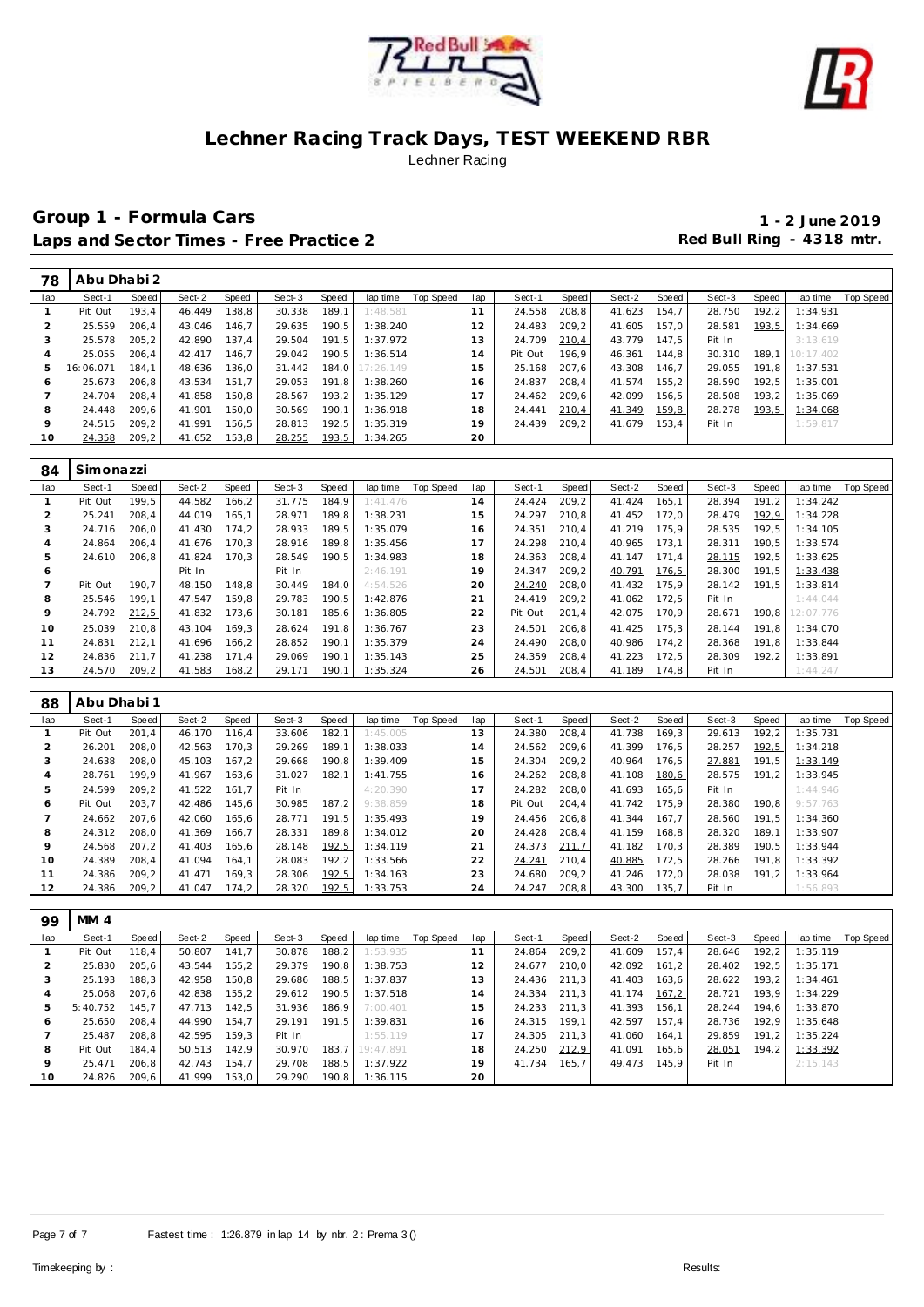# Lechner Racing Track Days, TEST WEEKEND RBR

Lechner Racing

## Group 1 - Formula Cars

**1 - 2 June 2019**

## Laps and Sector Times - Free Practice 2

**Red Bull Ring - 4318 mtr.**

| 78 | Abu Dhabi 2 | | | | | | | | | | | | | | | | | | |
|---|---|---|---|---|---|---|---|---|---|---|---|---|---|---|---|---|---|---|---|
| lap | Sect-1 | Speed | Sect-2 | Speed | Sect-3 | Speed | lap time | Top Speed | lap | Sect-1 | Speed | Sect-2 | Speed | Sect-3 | Speed | lap time | Top Speed |
| 1 | Pit Out | 193,4 | 46.449 | 138,8 | 30.338 | 189,1 | 1:48.581 | | 11 | 24.558 | 208,8 | 41.623 | 154,7 | 28.750 | 192,2 | 1:34.931 | |
| 2 | 25.559 | 206,4 | 43.046 | 146,7 | 29.635 | 190,5 | 1:38.240 | | 12 | 24.483 | 209,2 | 41.605 | 157,0 | 28.581 | 193,5 | 1:34.669 | |
| 3 | 25.578 | 205,2 | 42.890 | 137,4 | 29.504 | 191,5 | 1:37.972 | | 13 | 24.709 | 210,4 | 43.779 | 147,5 | Pit In | | 3:13.619 | |
| 4 | 25.055 | 206,4 | 42.417 | 146,7 | 29.042 | 190,5 | 1:36.514 | | 14 | Pit Out | 196,9 | 46.361 | 144,8 | 30.310 | 189,1 | 10:17.402 | |
| 5 | 16:06.071 | 184,1 | 48.636 | 136,0 | 31.442 | 184,0 | 17:26.149 | | 15 | 25.168 | 207,6 | 43.308 | 146,7 | 29.055 | 191,8 | 1:37.531 | |
| 6 | 25.673 | 206,8 | 43.534 | 151,7 | 29.053 | 191,8 | 1:38.260 | | 16 | 24.837 | 208,4 | 41.574 | 155,2 | 28.590 | 192,5 | 1:35.001 | |
| 7 | 24.704 | 208,4 | 41.858 | 150,8 | 28.567 | 193,2 | 1:35.129 | | 17 | 24.462 | 209,6 | 42.099 | 156,5 | 28.508 | 193,2 | 1:35.069 | |
| 8 | 24.448 | 209,6 | 41.901 | 150,0 | 30.569 | 190,1 | 1:36.918 | | 18 | 24.441 | 210,4 | 41.349 | 159,8 | 28.278 | 193,5 | 1:34.068 | |
| 9 | 24.515 | 209,2 | 41.991 | 156,5 | 28.813 | 192,5 | 1:35.319 | | 19 | 24.439 | 209,2 | 41.679 | 153,4 | Pit In | | 1:59.817 | |
| 10 | 24.358 | 209,2 | 41.652 | 153,8 | 28.255 | 193,5 | 1:34.265 | | 20 | | | | | | | | |

| 84 | Simonazzi | | | | | | | | | | | | | | | | | | |
|---|---|---|---|---|---|---|---|---|---|---|---|---|---|---|---|---|---|---|---|
| lap | Sect-1 | Speed | Sect-2 | Speed | Sect-3 | Speed | lap time | Top Speed | lap | Sect-1 | Speed | Sect-2 | Speed | Sect-3 | Speed | lap time | Top Speed |
| 1 | Pit Out | 199,5 | 44.582 | 166,2 | 31.775 | 184,9 | 1:41.476 | | 14 | 24.424 | 209,2 | 41.424 | 165,1 | 28.394 | 191,2 | 1:34.242 | |
| 2 | 25.241 | 208,4 | 44.019 | 165,1 | 28.971 | 189,8 | 1:38.231 | | 15 | 24.297 | 210,8 | 41.452 | 172,0 | 28.479 | 192,9 | 1:34.228 | |
| 3 | 24.716 | 206,0 | 41.430 | 174,2 | 28.933 | 189,5 | 1:35.079 | | 16 | 24.351 | 210,4 | 41.219 | 175,9 | 28.535 | 192,5 | 1:34.105 | |
| 4 | 24.864 | 206,4 | 41.676 | 170,3 | 28.916 | 189,8 | 1:35.456 | | 17 | 24.298 | 210,4 | 40.965 | 173,1 | 28.311 | 190,5 | 1:33.574 | |
| 5 | 24.610 | 206,8 | 41.824 | 170,3 | 28.549 | 190,5 | 1:34.983 | | 18 | 24.363 | 208,4 | 41.147 | 171,4 | 28.115 | 192,5 | 1:33.625 | |
| 6 | | | Pit In | | Pit In | | 2:46.191 | | 19 | 24.347 | 209,2 | 40.791 | 176,5 | 28.300 | 191,5 | 1:33.438 | |
| 7 | Pit Out | 190,7 | 48.150 | 148,8 | 30.449 | 184,0 | 4:54.526 | | 20 | 24.240 | 208,0 | 41.432 | 175,9 | 28.142 | 191,5 | 1:33.814 | |
| 8 | 25.546 | 199,1 | 47.547 | 159,8 | 29.783 | 190,5 | 1:42.876 | | 21 | 24.419 | 209,2 | 41.062 | 172,5 | Pit In | | 1:44.044 | |
| 9 | 24.792 | 212,5 | 41.832 | 173,6 | 30.181 | 185,6 | 1:36.805 | | 22 | Pit Out | 201,4 | 42.075 | 170,9 | 28.671 | 190,8 | 12:07.776 | |
| 10 | 25.039 | 210,8 | 43.104 | 169,3 | 28.624 | 191,8 | 1:36.767 | | 23 | 24.501 | 206,8 | 41.425 | 175,3 | 28.144 | 191,8 | 1:34.070 | |
| 11 | 24.831 | 212,1 | 41.696 | 166,2 | 28.852 | 190,1 | 1:35.379 | | 24 | 24.490 | 208,0 | 40.986 | 174,2 | 28.368 | 191,8 | 1:33.844 | |
| 12 | 24.836 | 211,7 | 41.238 | 171,4 | 29.069 | 190,1 | 1:35.143 | | 25 | 24.359 | 208,4 | 41.223 | 172,5 | 28.309 | 192,2 | 1:33.891 | |
| 13 | 24.570 | 209,2 | 41.583 | 168,2 | 29.171 | 190,1 | 1:35.324 | | 26 | 24.501 | 208,4 | 41.189 | 174,8 | Pit In | | 1:44.247 | |

| 88 | Abu Dhabi 1 | | | | | | | | | | | | | | | | | | |
|---|---|---|---|---|---|---|---|---|---|---|---|---|---|---|---|---|---|---|---|
| lap | Sect-1 | Speed | Sect-2 | Speed | Sect-3 | Speed | lap time | Top Speed | lap | Sect-1 | Speed | Sect-2 | Speed | Sect-3 | Speed | lap time | Top Speed |
| 1 | Pit Out | 201,4 | 46.170 | 116,4 | 33.606 | 182,1 | 1:45.005 | | 13 | 24.380 | 208,4 | 41.738 | 169,3 | 29.613 | 192,2 | 1:35.731 | |
| 2 | 26.201 | 208,0 | 42.563 | 170,3 | 29.269 | 189,1 | 1:38.033 | | 14 | 24.562 | 209,6 | 41.399 | 176,5 | 28.257 | 192,5 | 1:34.218 | |
| 3 | 24.638 | 208,0 | 45.103 | 167,2 | 29.668 | 190,8 | 1:39.409 | | 15 | 24.304 | 209,2 | 40.964 | 176,5 | 27.881 | 191,5 | 1:33.149 | |
| 4 | 28.761 | 199,9 | 41.967 | 163,6 | 31.027 | 182,1 | 1:41.755 | | 16 | 24.262 | 208,8 | 41.108 | 180,6 | 28.575 | 191,2 | 1:33.945 | |
| 5 | 24.599 | 209,2 | 41.522 | 161,7 | Pit In | | 4:20.390 | | 17 | 24.282 | 208,0 | 41.693 | 165,6 | Pit In | | 1:44.946 | |
| 6 | Pit Out | 203,7 | 42.486 | 145,6 | 30.985 | 187,2 | 9:38.859 | | 18 | Pit Out | 204,4 | 41.742 | 175,9 | 28.380 | 190,8 | 9:57.763 | |
| 7 | 24.662 | 207,6 | 42.060 | 165,6 | 28.771 | 191,5 | 1:35.493 | | 19 | 24.456 | 206,8 | 41.344 | 167,7 | 28.560 | 191,5 | 1:34.360 | |
| 8 | 24.312 | 208,0 | 41.369 | 166,7 | 28.331 | 189,8 | 1:34.012 | | 20 | 24.428 | 208,4 | 41.159 | 168,8 | 28.320 | 189,1 | 1:33.907 | |
| 9 | 24.568 | 207,2 | 41.403 | 165,6 | 28.148 | 192,5 | 1:34.119 | | 21 | 24.373 | 211,7 | 41.182 | 170,3 | 28.389 | 190,5 | 1:33.944 | |
| 10 | 24.389 | 208,4 | 41.094 | 164,1 | 28.083 | 192,2 | 1:33.566 | | 22 | 24.241 | 210,4 | 40.885 | 172,5 | 28.266 | 191,8 | 1:33.392 | |
| 11 | 24.386 | 209,2 | 41.471 | 169,3 | 28.306 | 192,5 | 1:34.163 | | 23 | 24.680 | 209,2 | 41.246 | 172,0 | 28.038 | 191,2 | 1:33.964 | |
| 12 | 24.386 | 209,2 | 41.047 | 174,2 | 28.320 | 192,5 | 1:33.753 | | 24 | 24.247 | 208,8 | 43.300 | 135,7 | Pit In | | 1:56.893 | |

| 99 | MM 4 | | | | | | | | | | | | | | | | | | |
|---|---|---|---|---|---|---|---|---|---|---|---|---|---|---|---|---|---|---|---|
| lap | Sect-1 | Speed | Sect-2 | Speed | Sect-3 | Speed | lap time | Top Speed | lap | Sect-1 | Speed | Sect-2 | Speed | Sect-3 | Speed | lap time | Top Speed |
| 1 | Pit Out | 118,4 | 50.807 | 141,7 | 30.878 | 188,2 | 1:53.935 | | 11 | 24.864 | 209,2 | 41.609 | 157,4 | 28.646 | 192,2 | 1:35.119 | |
| 2 | 25.830 | 205,6 | 43.544 | 155,2 | 29.379 | 190,8 | 1:38.753 | | 12 | 24.677 | 210,0 | 42.092 | 161,2 | 28.402 | 192,5 | 1:35.171 | |
| 3 | 25.193 | 188,3 | 42.958 | 150,8 | 29.686 | 188,5 | 1:37.837 | | 13 | 24.436 | 211,3 | 41.403 | 163,6 | 28.622 | 193,2 | 1:34.461 | |
| 4 | 25.068 | 207,6 | 42.838 | 155,2 | 29.612 | 190,5 | 1:37.518 | | 14 | 24.334 | 211,3 | 41.174 | 167,2 | 28.721 | 193,9 | 1:34.229 | |
| 5 | 5:40.752 | 145,7 | 47.713 | 142,5 | 31.936 | 186,9 | 7:00.401 | | 15 | 24.233 | 211,3 | 41.393 | 156,1 | 28.244 | 194,6 | 1:33.870 | |
| 6 | 25.650 | 208,4 | 44.990 | 154,7 | 29.191 | 191,5 | 1:39.831 | | 16 | 24.315 | 199,1 | 42.597 | 157,4 | 28.736 | 192,9 | 1:35.648 | |
| 7 | 25.487 | 208,8 | 42.595 | 159,3 | Pit In | | 1:55.119 | | 17 | 24.305 | 211,3 | 41.060 | 164,1 | 29.859 | 191,2 | 1:35.224 | |
| 8 | Pit Out | 184,4 | 50.513 | 142,9 | 30.970 | 183,7 | 19:47.891 | | 18 | 24.250 | 212,9 | 41.091 | 165,6 | 28.051 | 194,2 | 1:33.392 | |
| 9 | 25.471 | 206,8 | 42.743 | 154,7 | 29.708 | 188,5 | 1:37.922 | | 19 | 41.734 | 165,7 | 49.473 | 145,9 | Pit In | | 2:15.143 | |
| 10 | 24.826 | 209,6 | 41.999 | 153,0 | 29.290 | 190,8 | 1:36.115 | | 20 | | | | | | | | |

Fastest time : 1:26.879 in lap 14 by nbr. 2 : Prema 3 ()

Timekeeping by : Results: